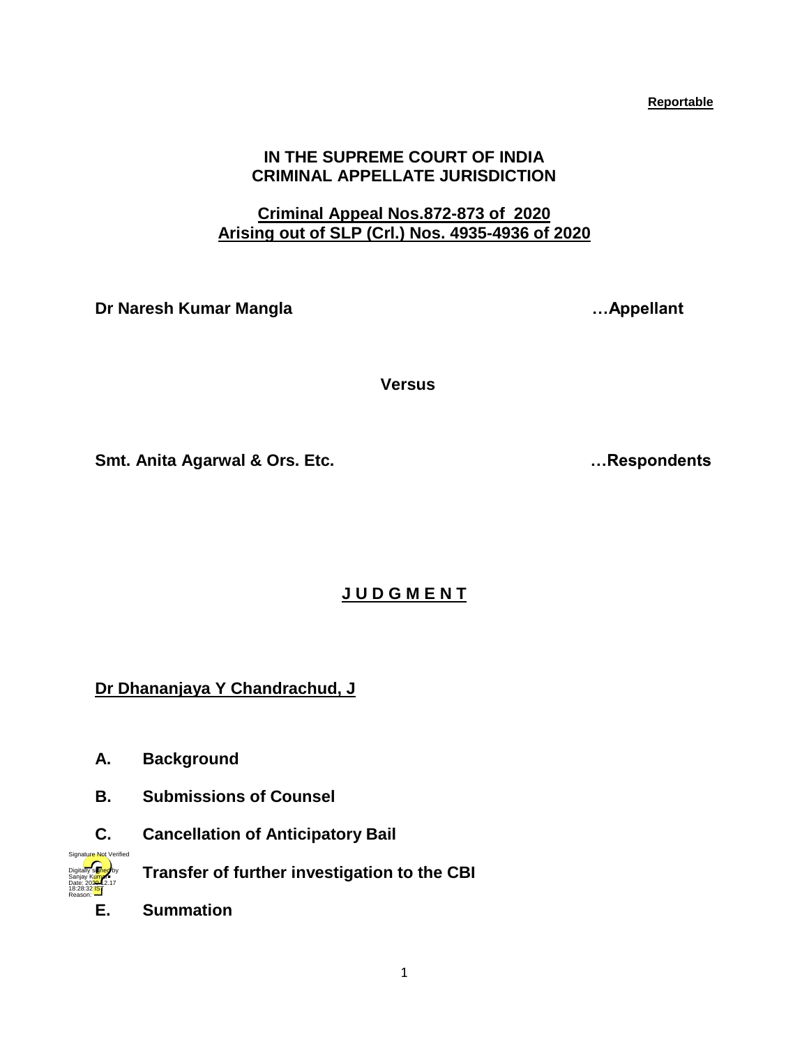**Reportable**

**IN THE SUPREME COURT OF INDIA**
**CRIMINAL APPELLATE JURISDICTION**

**Criminal Appeal Nos.872-873 of 2020**
**Arising out of SLP (Crl.) Nos. 4935-4936 of 2020**

**Dr Naresh Kumar Mangla …Appellant**

**Versus**

**Smt. Anita Agarwal & Ors. Etc. …Respondents**

# J U D G M E N T

**Dr Dhananjaya Y Chandrachud, J**

- **A. Background**
- **B. Submissions of Counsel**
- **C. Cancellation of Anticipatory Bail**
- **D. Transfer of further investigation to the CBI**
- **E. Summation**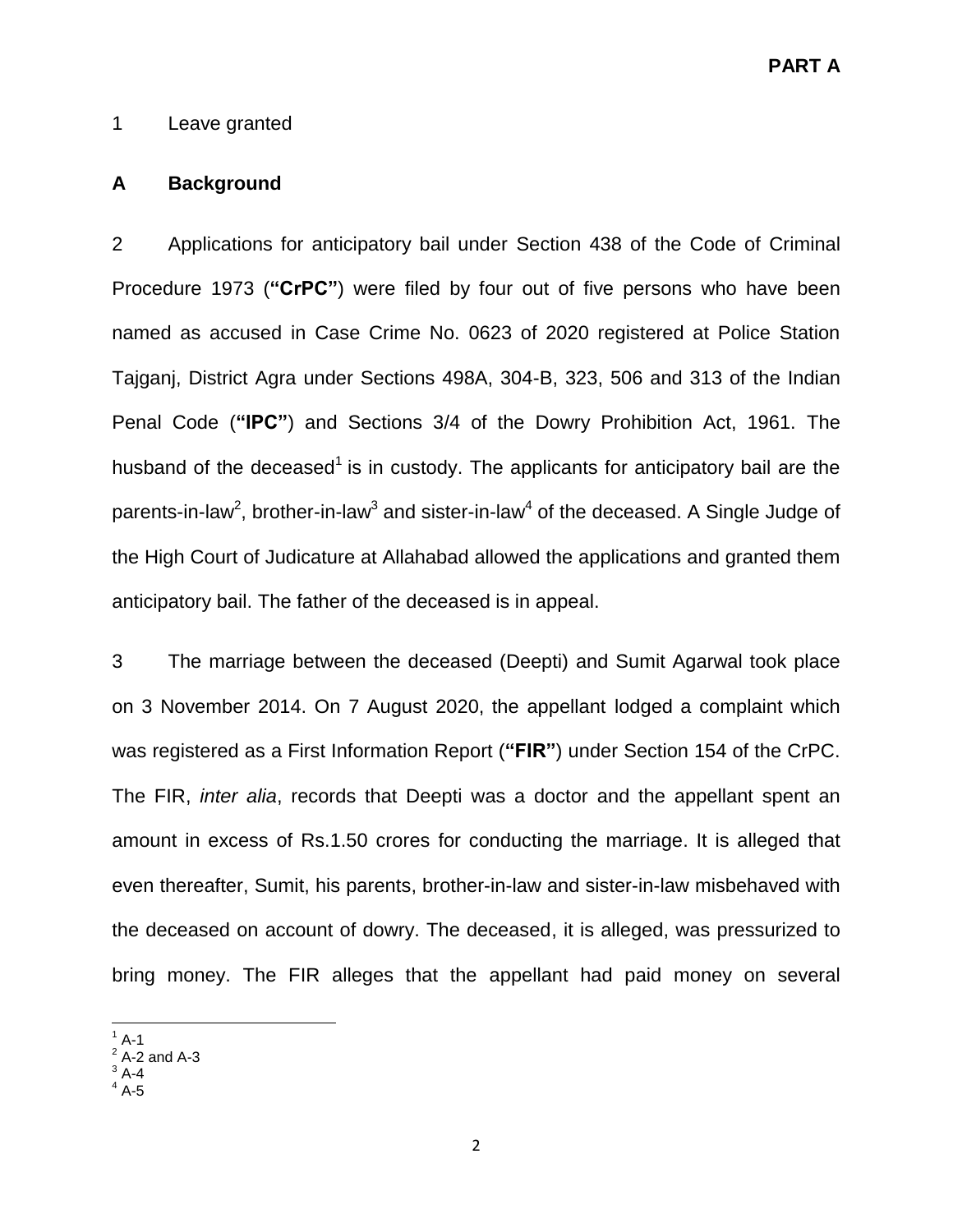1 Leave granted

## A Background

2 Applications for anticipatory bail under Section 438 of the Code of Criminal Procedure 1973 (**"CrPC"**) were filed by four out of five persons who have been named as accused in Case Crime No. 0623 of 2020 registered at Police Station Tajganj, District Agra under Sections 498A, 304-B, 323, 506 and 313 of the Indian Penal Code (**"IPC"**) and Sections 3/4 of the Dowry Prohibition Act, 1961. The husband of the deceased[1] is in custody. The applicants for anticipatory bail are the parents-in-law[2], brother-in-law[3] and sister-in-law[4] of the deceased. A Single Judge of the High Court of Judicature at Allahabad allowed the applications and granted them anticipatory bail. The father of the deceased is in appeal.

3 The marriage between the deceased (Deepti) and Sumit Agarwal took place on 3 November 2014. On 7 August 2020, the appellant lodged a complaint which was registered as a First Information Report (**"FIR"**) under Section 154 of the CrPC. The FIR, *inter alia*, records that Deepti was a doctor and the appellant spent an amount in excess of Rs.1.50 crores for conducting the marriage. It is alleged that even thereafter, Sumit, his parents, brother-in-law and sister-in-law misbehaved with the deceased on account of dowry. The deceased, it is alleged, was pressurized to bring money. The FIR alleges that the appellant had paid money on several

---

[1] A-1
[2] A-2 and A-3
[3] A-4
[4] A-5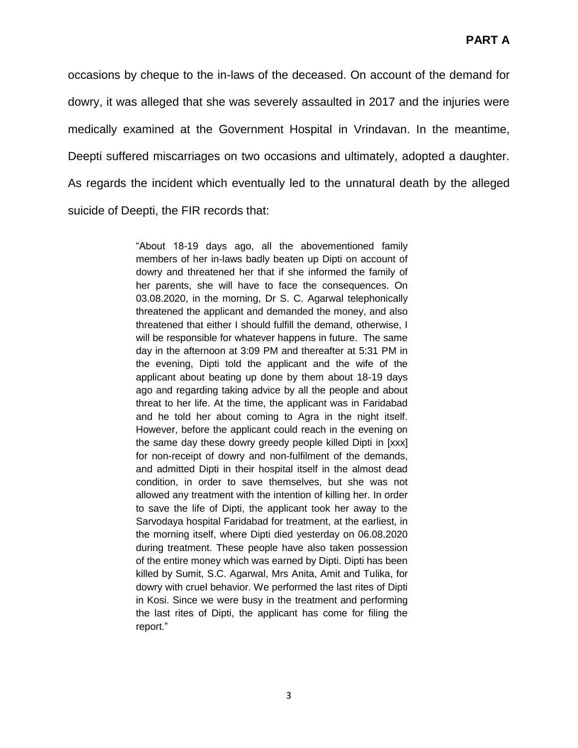occasions by cheque to the in-laws of the deceased. On account of the demand for dowry, it was alleged that she was severely assaulted in 2017 and the injuries were medically examined at the Government Hospital in Vrindavan. In the meantime, Deepti suffered miscarriages on two occasions and ultimately, adopted a daughter. As regards the incident which eventually led to the unnatural death by the alleged suicide of Deepti, the FIR records that:

> "About 18-19 days ago, all the abovementioned family members of her in-laws badly beaten up Dipti on account of dowry and threatened her that if she informed the family of her parents, she will have to face the consequences. On 03.08.2020, in the morning, Dr S. C. Agarwal telephonically threatened the applicant and demanded the money, and also threatened that either I should fulfill the demand, otherwise, I will be responsible for whatever happens in future. The same day in the afternoon at 3:09 PM and thereafter at 5:31 PM in the evening, Dipti told the applicant and the wife of the applicant about beating up done by them about 18-19 days ago and regarding taking advice by all the people and about threat to her life. At the time, the applicant was in Faridabad and he told her about coming to Agra in the night itself. However, before the applicant could reach in the evening on the same day these dowry greedy people killed Dipti in [xxx] for non-receipt of dowry and non-fulfilment of the demands, and admitted Dipti in their hospital itself in the almost dead condition, in order to save themselves, but she was not allowed any treatment with the intention of killing her. In order to save the life of Dipti, the applicant took her away to the Sarvodaya hospital Faridabad for treatment, at the earliest, in the morning itself, where Dipti died yesterday on 06.08.2020 during treatment. These people have also taken possession of the entire money which was earned by Dipti. Dipti has been killed by Sumit, S.C. Agarwal, Mrs Anita, Amit and Tulika, for dowry with cruel behavior. We performed the last rites of Dipti in Kosi. Since we were busy in the treatment and performing the last rites of Dipti, the applicant has come for filing the report."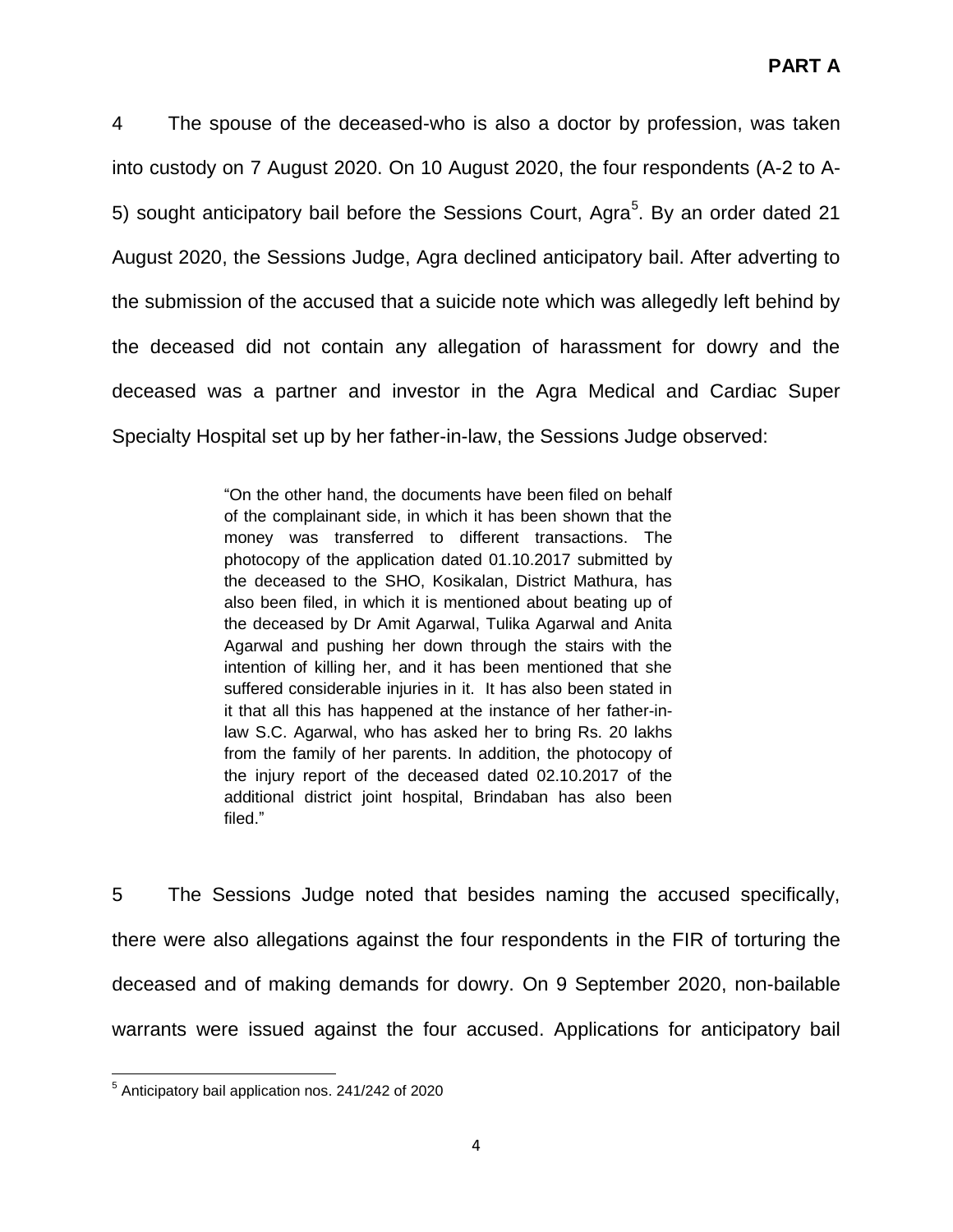4 The spouse of the deceased-who is also a doctor by profession, was taken into custody on 7 August 2020. On 10 August 2020, the four respondents (A-2 to A-5) sought anticipatory bail before the Sessions Court, Agra[5]. By an order dated 21 August 2020, the Sessions Judge, Agra declined anticipatory bail. After adverting to the submission of the accused that a suicide note which was allegedly left behind by the deceased did not contain any allegation of harassment for dowry and the deceased was a partner and investor in the Agra Medical and Cardiac Super Specialty Hospital set up by her father-in-law, the Sessions Judge observed:

> "On the other hand, the documents have been filed on behalf of the complainant side, in which it has been shown that the money was transferred to different transactions. The photocopy of the application dated 01.10.2017 submitted by the deceased to the SHO, Kosikalan, District Mathura, has also been filed, in which it is mentioned about beating up of the deceased by Dr Amit Agarwal, Tulika Agarwal and Anita Agarwal and pushing her down through the stairs with the intention of killing her, and it has been mentioned that she suffered considerable injuries in it. It has also been stated in it that all this has happened at the instance of her father-in-law S.C. Agarwal, who has asked her to bring Rs. 20 lakhs from the family of her parents. In addition, the photocopy of the injury report of the deceased dated 02.10.2017 of the additional district joint hospital, Brindaban has also been filed."

5 The Sessions Judge noted that besides naming the accused specifically, there were also allegations against the four respondents in the FIR of torturing the deceased and of making demands for dowry. On 9 September 2020, non-bailable warrants were issued against the four accused. Applications for anticipatory bail

[5] Anticipatory bail application nos. 241/242 of 2020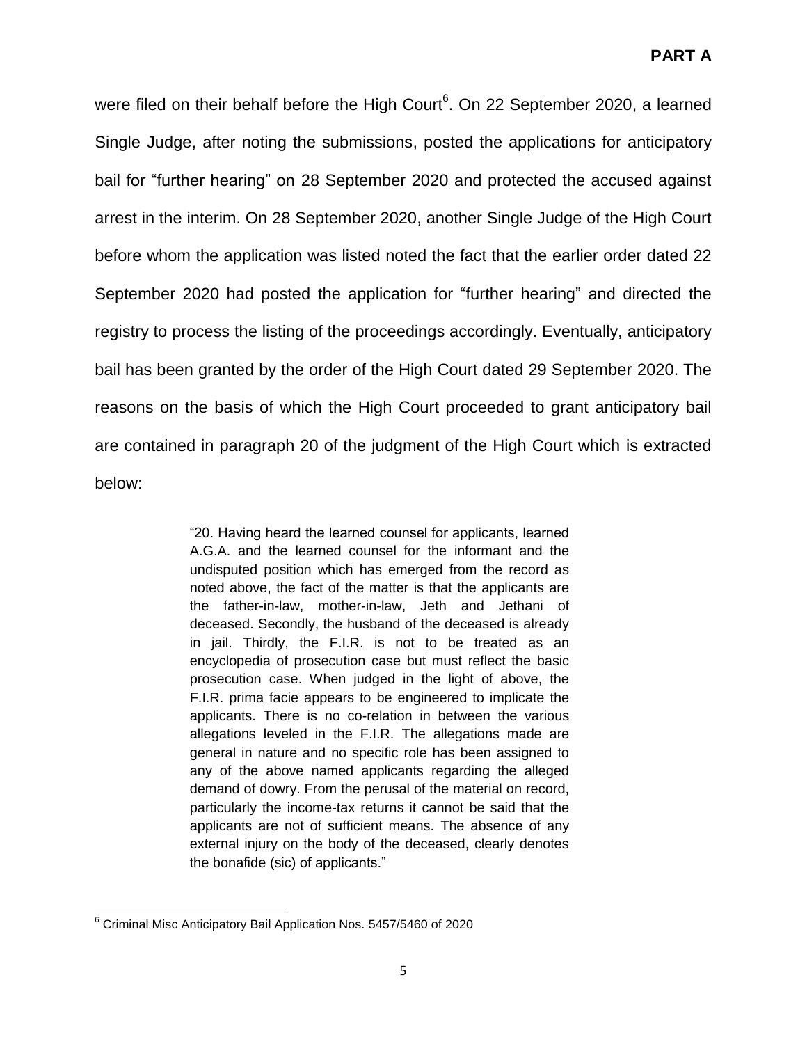were filed on their behalf before the High Court[6]. On 22 September 2020, a learned Single Judge, after noting the submissions, posted the applications for anticipatory bail for "further hearing" on 28 September 2020 and protected the accused against arrest in the interim. On 28 September 2020, another Single Judge of the High Court before whom the application was listed noted the fact that the earlier order dated 22 September 2020 had posted the application for "further hearing" and directed the registry to process the listing of the proceedings accordingly. Eventually, anticipatory bail has been granted by the order of the High Court dated 29 September 2020. The reasons on the basis of which the High Court proceeded to grant anticipatory bail are contained in paragraph 20 of the judgment of the High Court which is extracted below:

> "20. Having heard the learned counsel for applicants, learned A.G.A. and the learned counsel for the informant and the undisputed position which has emerged from the record as noted above, the fact of the matter is that the applicants are the father-in-law, mother-in-law, Jeth and Jethani of deceased. Secondly, the husband of the deceased is already in jail. Thirdly, the F.I.R. is not to be treated as an encyclopedia of prosecution case but must reflect the basic prosecution case. When judged in the light of above, the F.I.R. prima facie appears to be engineered to implicate the applicants. There is no co-relation in between the various allegations leveled in the F.I.R. The allegations made are general in nature and no specific role has been assigned to any of the above named applicants regarding the alleged demand of dowry. From the perusal of the material on record, particularly the income-tax returns it cannot be said that the applicants are not of sufficient means. The absence of any external injury on the body of the deceased, clearly denotes the bonafide (sic) of applicants."

[6] Criminal Misc Anticipatory Bail Application Nos. 5457/5460 of 2020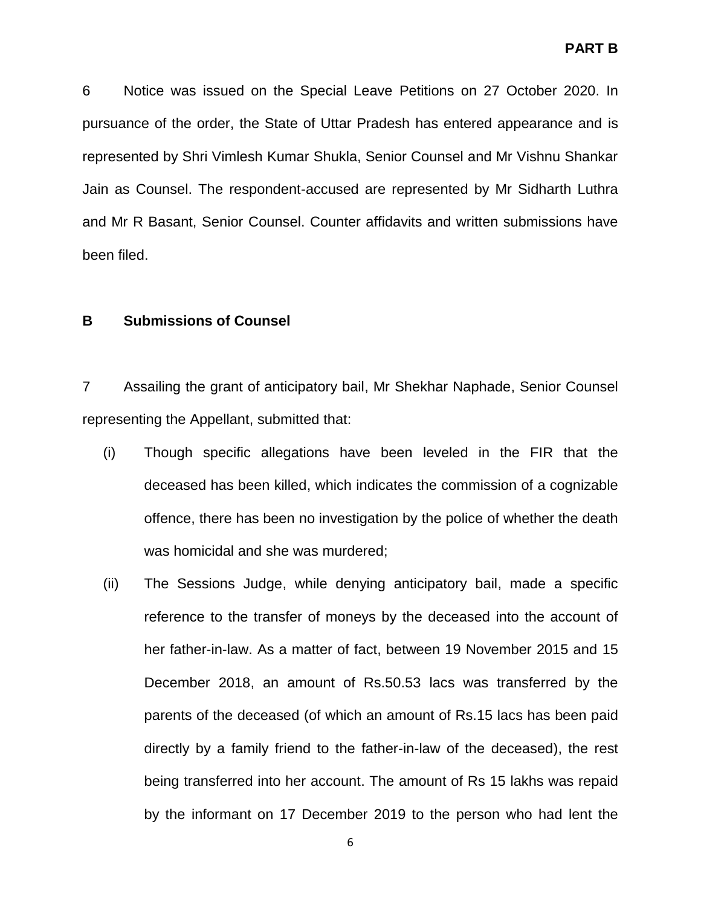6 Notice was issued on the Special Leave Petitions on 27 October 2020. In pursuance of the order, the State of Uttar Pradesh has entered appearance and is represented by Shri Vimlesh Kumar Shukla, Senior Counsel and Mr Vishnu Shankar Jain as Counsel. The respondent-accused are represented by Mr Sidharth Luthra and Mr R Basant, Senior Counsel. Counter affidavits and written submissions have been filed.

## B Submissions of Counsel

7 Assailing the grant of anticipatory bail, Mr Shekhar Naphade, Senior Counsel representing the Appellant, submitted that:

(i) Though specific allegations have been leveled in the FIR that the deceased has been killed, which indicates the commission of a cognizable offence, there has been no investigation by the police of whether the death was homicidal and she was murdered;

(ii) The Sessions Judge, while denying anticipatory bail, made a specific reference to the transfer of moneys by the deceased into the account of her father-in-law. As a matter of fact, between 19 November 2015 and 15 December 2018, an amount of Rs.50.53 lacs was transferred by the parents of the deceased (of which an amount of Rs.15 lacs has been paid directly by a family friend to the father-in-law of the deceased), the rest being transferred into her account. The amount of Rs 15 lakhs was repaid by the informant on 17 December 2019 to the person who had lent the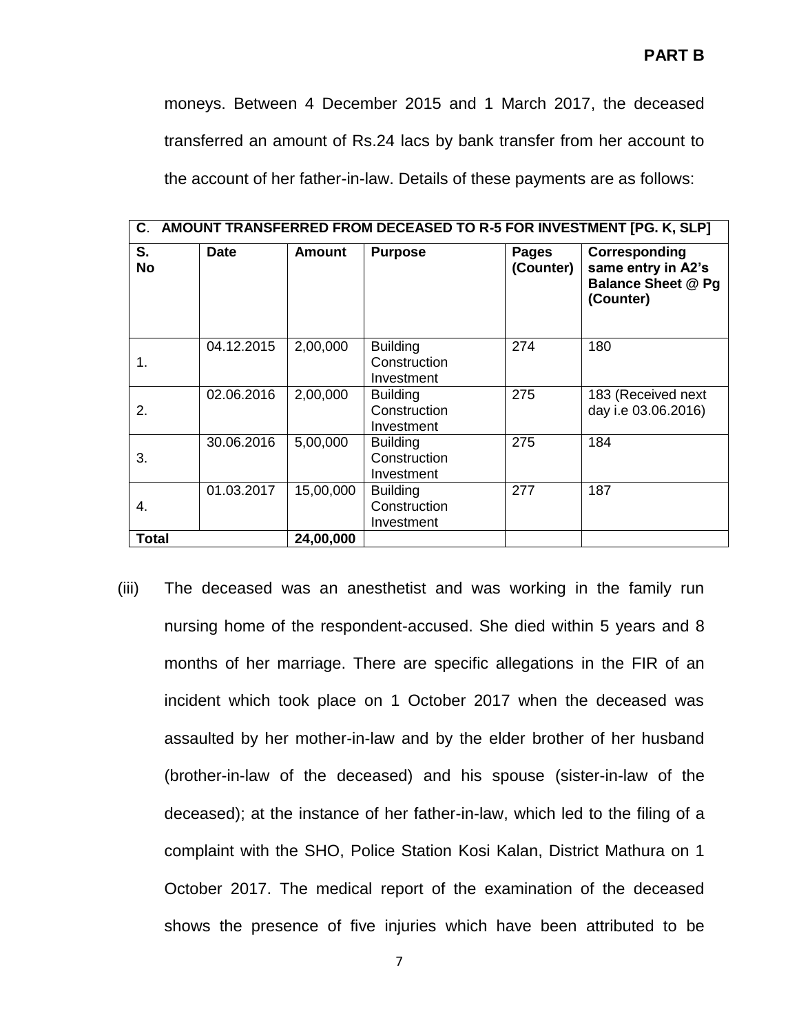moneys. Between 4 December 2015 and 1 March 2017, the deceased transferred an amount of Rs.24 lacs by bank transfer from her account to the account of her father-in-law. Details of these payments are as follows:

| **C. AMOUNT TRANSFERRED FROM DECEASED TO R-5 FOR INVESTMENT [PG. K, SLP]** | | | | | |
|---|---|---|---|---|---|
| **S. No** | **Date** | **Amount** | **Purpose** | **Pages (Counter)** | **Corresponding same entry in A2's Balance Sheet @ Pg (Counter)** |
| 1. | 04.12.2015 | 2,00,000 | Building Construction Investment | 274 | 180 |
| 2. | 02.06.2016 | 2,00,000 | Building Construction Investment | 275 | 183 (Received next day i.e 03.06.2016) |
| 3. | 30.06.2016 | 5,00,000 | Building Construction Investment | 275 | 184 |
| 4. | 01.03.2017 | 15,00,000 | Building Construction Investment | 277 | 187 |
| **Total** | | **24,00,000** | | | |

(iii) The deceased was an anesthetist and was working in the family run nursing home of the respondent-accused. She died within 5 years and 8 months of her marriage. There are specific allegations in the FIR of an incident which took place on 1 October 2017 when the deceased was assaulted by her mother-in-law and by the elder brother of her husband (brother-in-law of the deceased) and his spouse (sister-in-law of the deceased); at the instance of her father-in-law, which led to the filing of a complaint with the SHO, Police Station Kosi Kalan, District Mathura on 1 October 2017. The medical report of the examination of the deceased shows the presence of five injuries which have been attributed to be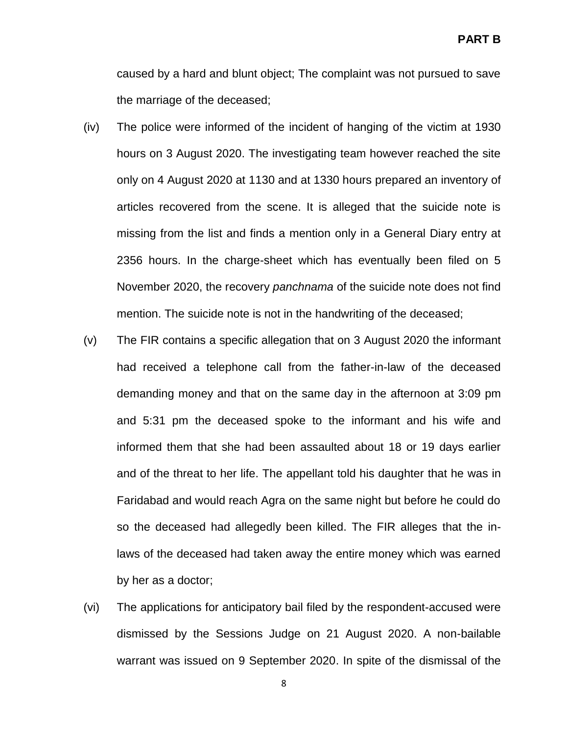caused by a hard and blunt object; The complaint was not pursued to save the marriage of the deceased;

(iv) The police were informed of the incident of hanging of the victim at 1930 hours on 3 August 2020. The investigating team however reached the site only on 4 August 2020 at 1130 and at 1330 hours prepared an inventory of articles recovered from the scene. It is alleged that the suicide note is missing from the list and finds a mention only in a General Diary entry at 2356 hours. In the charge-sheet which has eventually been filed on 5 November 2020, the recovery *panchnama* of the suicide note does not find mention. The suicide note is not in the handwriting of the deceased;

(v) The FIR contains a specific allegation that on 3 August 2020 the informant had received a telephone call from the father-in-law of the deceased demanding money and that on the same day in the afternoon at 3:09 pm and 5:31 pm the deceased spoke to the informant and his wife and informed them that she had been assaulted about 18 or 19 days earlier and of the threat to her life. The appellant told his daughter that he was in Faridabad and would reach Agra on the same night but before he could do so the deceased had allegedly been killed. The FIR alleges that the in-laws of the deceased had taken away the entire money which was earned by her as a doctor;

(vi) The applications for anticipatory bail filed by the respondent-accused were dismissed by the Sessions Judge on 21 August 2020. A non-bailable warrant was issued on 9 September 2020. In spite of the dismissal of the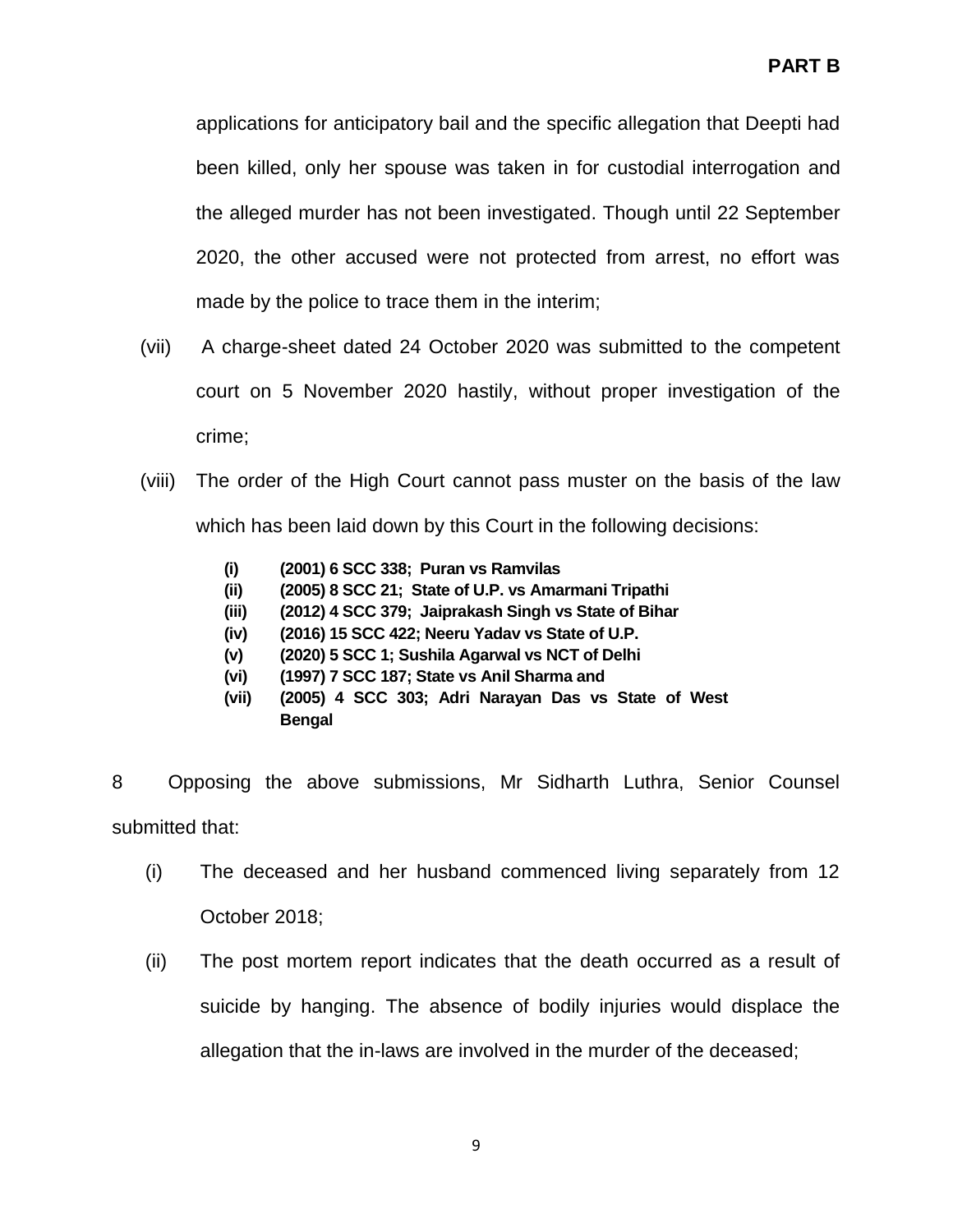applications for anticipatory bail and the specific allegation that Deepti had been killed, only her spouse was taken in for custodial interrogation and the alleged murder has not been investigated. Though until 22 September 2020, the other accused were not protected from arrest, no effort was made by the police to trace them in the interim;

(vii) A charge-sheet dated 24 October 2020 was submitted to the competent court on 5 November 2020 hastily, without proper investigation of the crime;

(viii) The order of the High Court cannot pass muster on the basis of the law which has been laid down by this Court in the following decisions:

> **(i) (2001) 6 SCC 338; Puran vs Ramvilas**
> **(ii) (2005) 8 SCC 21; State of U.P. vs Amarmani Tripathi**
> **(iii) (2012) 4 SCC 379; Jaiprakash Singh vs State of Bihar**
> **(iv) (2016) 15 SCC 422; Neeru Yadav vs State of U.P.**
> **(v) (2020) 5 SCC 1; Sushila Agarwal vs NCT of Delhi**
> **(vi) (1997) 7 SCC 187; State vs Anil Sharma and**
> **(vii) (2005) 4 SCC 303; Adri Narayan Das vs State of West Bengal**

8 Opposing the above submissions, Mr Sidharth Luthra, Senior Counsel submitted that:

(i) The deceased and her husband commenced living separately from 12 October 2018;

(ii) The post mortem report indicates that the death occurred as a result of suicide by hanging. The absence of bodily injuries would displace the allegation that the in-laws are involved in the murder of the deceased;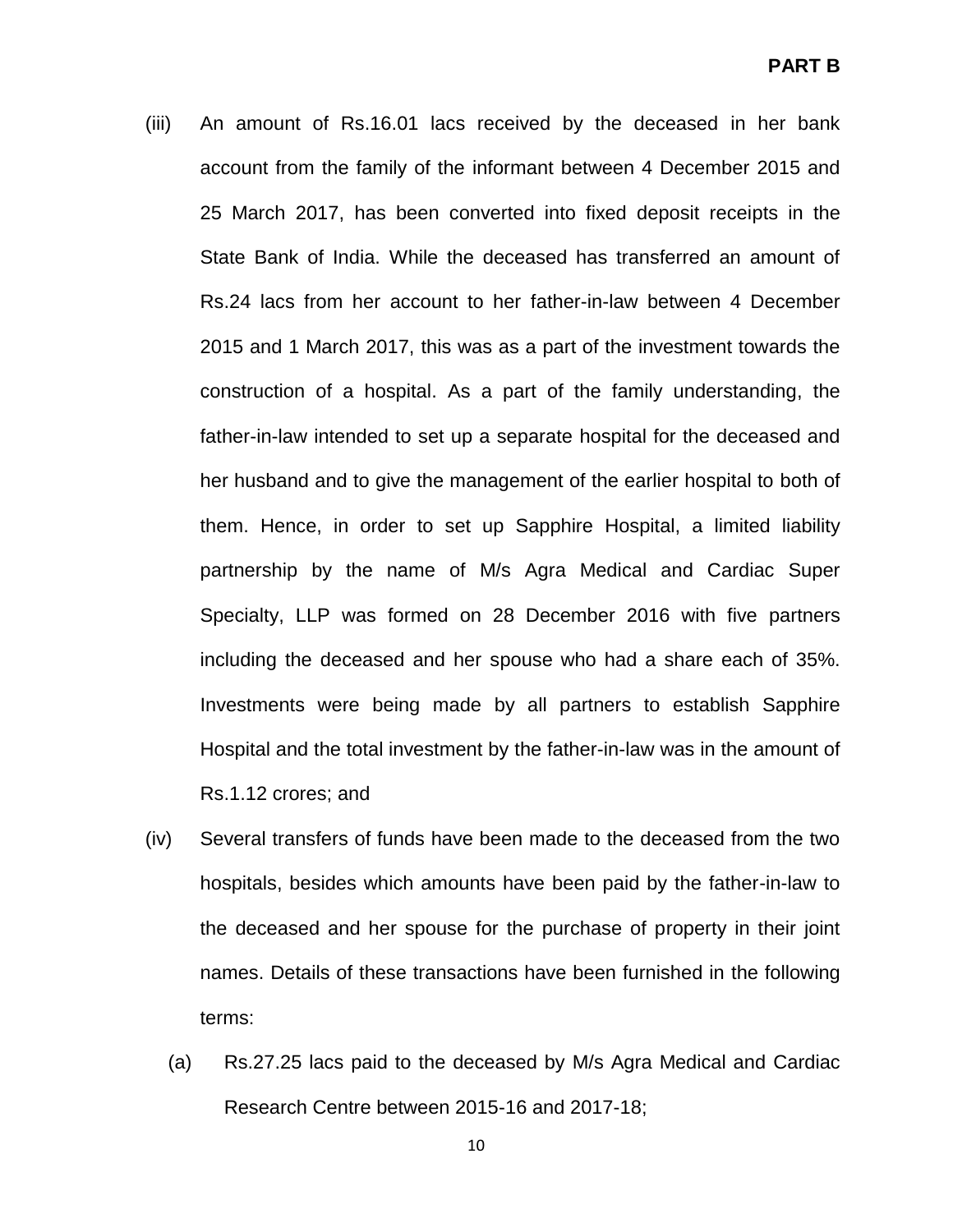**PART B**

(iii) An amount of Rs.16.01 lacs received by the deceased in her bank account from the family of the informant between 4 December 2015 and 25 March 2017, has been converted into fixed deposit receipts in the State Bank of India. While the deceased has transferred an amount of Rs.24 lacs from her account to her father-in-law between 4 December 2015 and 1 March 2017, this was as a part of the investment towards the construction of a hospital. As a part of the family understanding, the father-in-law intended to set up a separate hospital for the deceased and her husband and to give the management of the earlier hospital to both of them. Hence, in order to set up Sapphire Hospital, a limited liability partnership by the name of M/s Agra Medical and Cardiac Super Specialty, LLP was formed on 28 December 2016 with five partners including the deceased and her spouse who had a share each of 35%. Investments were being made by all partners to establish Sapphire Hospital and the total investment by the father-in-law was in the amount of Rs.1.12 crores; and

(iv) Several transfers of funds have been made to the deceased from the two hospitals, besides which amounts have been paid by the father-in-law to the deceased and her spouse for the purchase of property in their joint names. Details of these transactions have been furnished in the following terms:

(a) Rs.27.25 lacs paid to the deceased by M/s Agra Medical and Cardiac Research Centre between 2015-16 and 2017-18;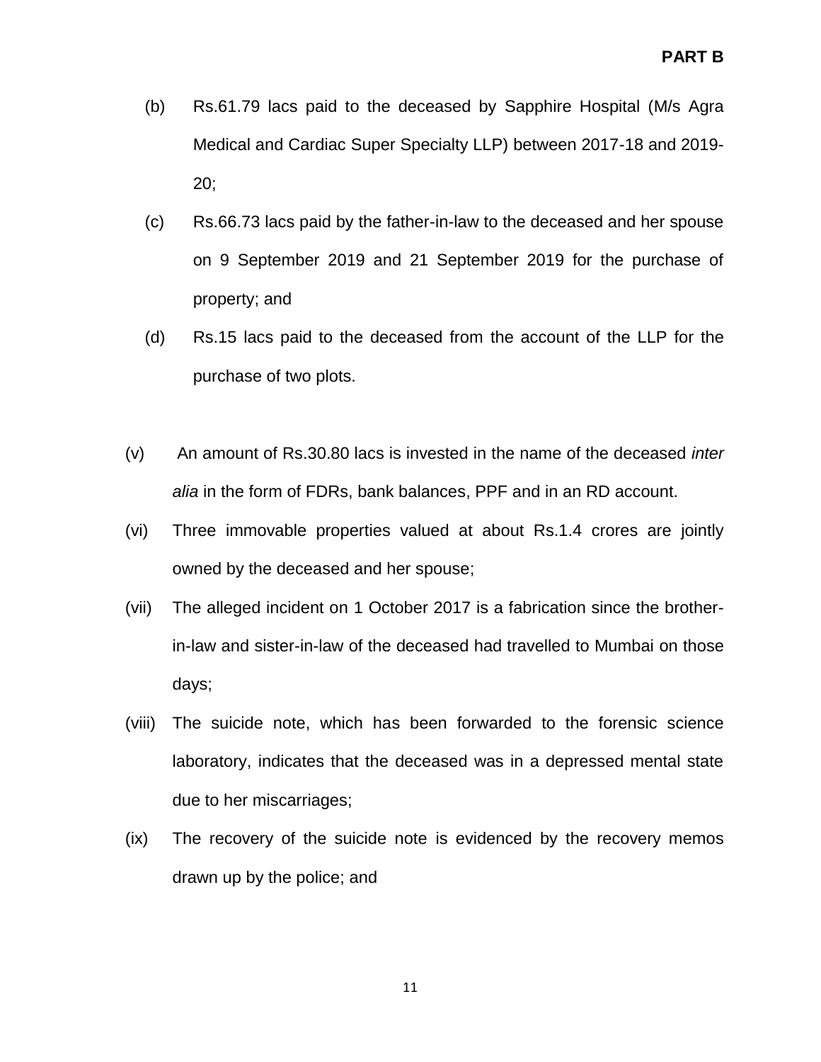(b) Rs.61.79 lacs paid to the deceased by Sapphire Hospital (M/s Agra Medical and Cardiac Super Specialty LLP) between 2017-18 and 2019-20;

(c) Rs.66.73 lacs paid by the father-in-law to the deceased and her spouse on 9 September 2019 and 21 September 2019 for the purchase of property; and

(d) Rs.15 lacs paid to the deceased from the account of the LLP for the purchase of two plots.

(v) An amount of Rs.30.80 lacs is invested in the name of the deceased *inter alia* in the form of FDRs, bank balances, PPF and in an RD account.

(vi) Three immovable properties valued at about Rs.1.4 crores are jointly owned by the deceased and her spouse;

(vii) The alleged incident on 1 October 2017 is a fabrication since the brother-in-law and sister-in-law of the deceased had travelled to Mumbai on those days;

(viii) The suicide note, which has been forwarded to the forensic science laboratory, indicates that the deceased was in a depressed mental state due to her miscarriages;

(ix) The recovery of the suicide note is evidenced by the recovery memos drawn up by the police; and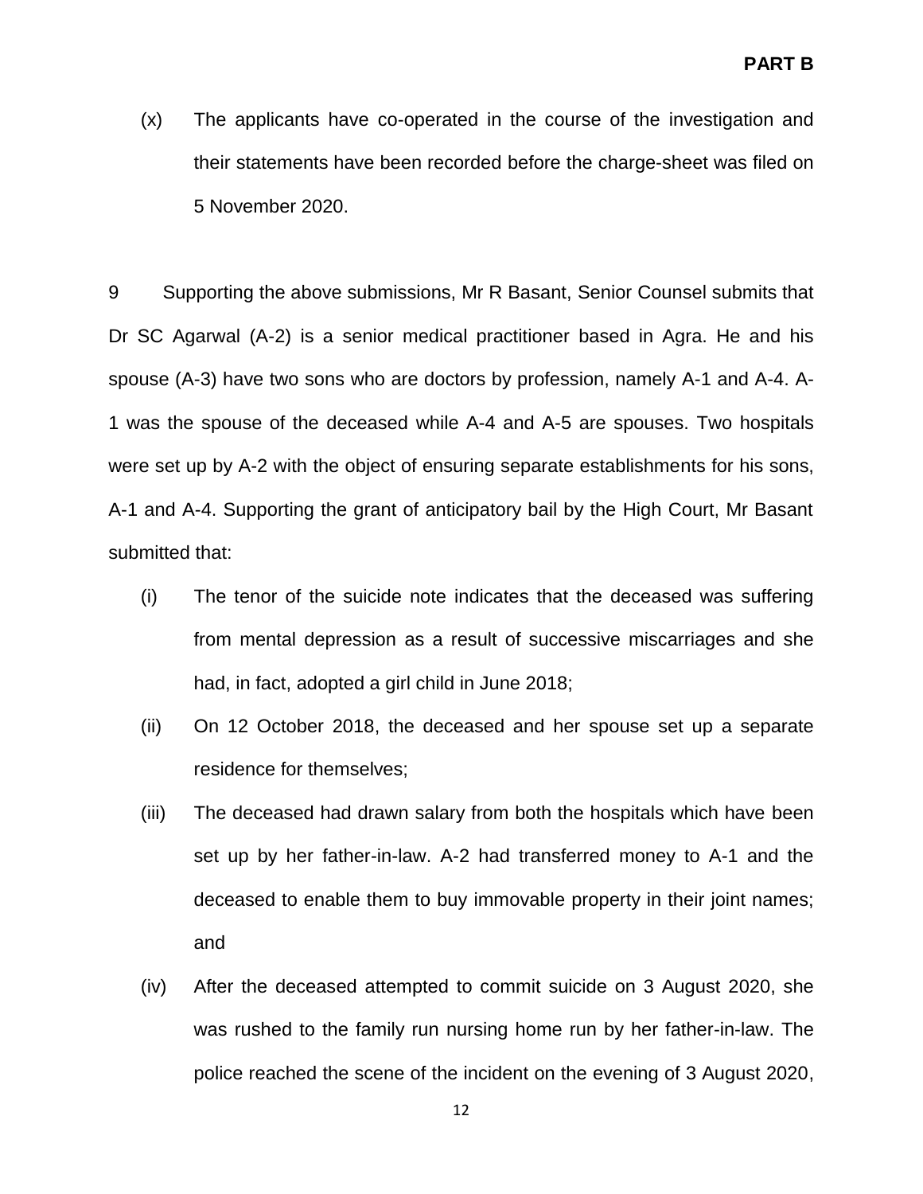(x) The applicants have co-operated in the course of the investigation and their statements have been recorded before the charge-sheet was filed on 5 November 2020.

9 Supporting the above submissions, Mr R Basant, Senior Counsel submits that Dr SC Agarwal (A-2) is a senior medical practitioner based in Agra. He and his spouse (A-3) have two sons who are doctors by profession, namely A-1 and A-4. A-1 was the spouse of the deceased while A-4 and A-5 are spouses. Two hospitals were set up by A-2 with the object of ensuring separate establishments for his sons, A-1 and A-4. Supporting the grant of anticipatory bail by the High Court, Mr Basant submitted that:

(i) The tenor of the suicide note indicates that the deceased was suffering from mental depression as a result of successive miscarriages and she had, in fact, adopted a girl child in June 2018;

(ii) On 12 October 2018, the deceased and her spouse set up a separate residence for themselves;

(iii) The deceased had drawn salary from both the hospitals which have been set up by her father-in-law. A-2 had transferred money to A-1 and the deceased to enable them to buy immovable property in their joint names; and

(iv) After the deceased attempted to commit suicide on 3 August 2020, she was rushed to the family run nursing home run by her father-in-law. The police reached the scene of the incident on the evening of 3 August 2020,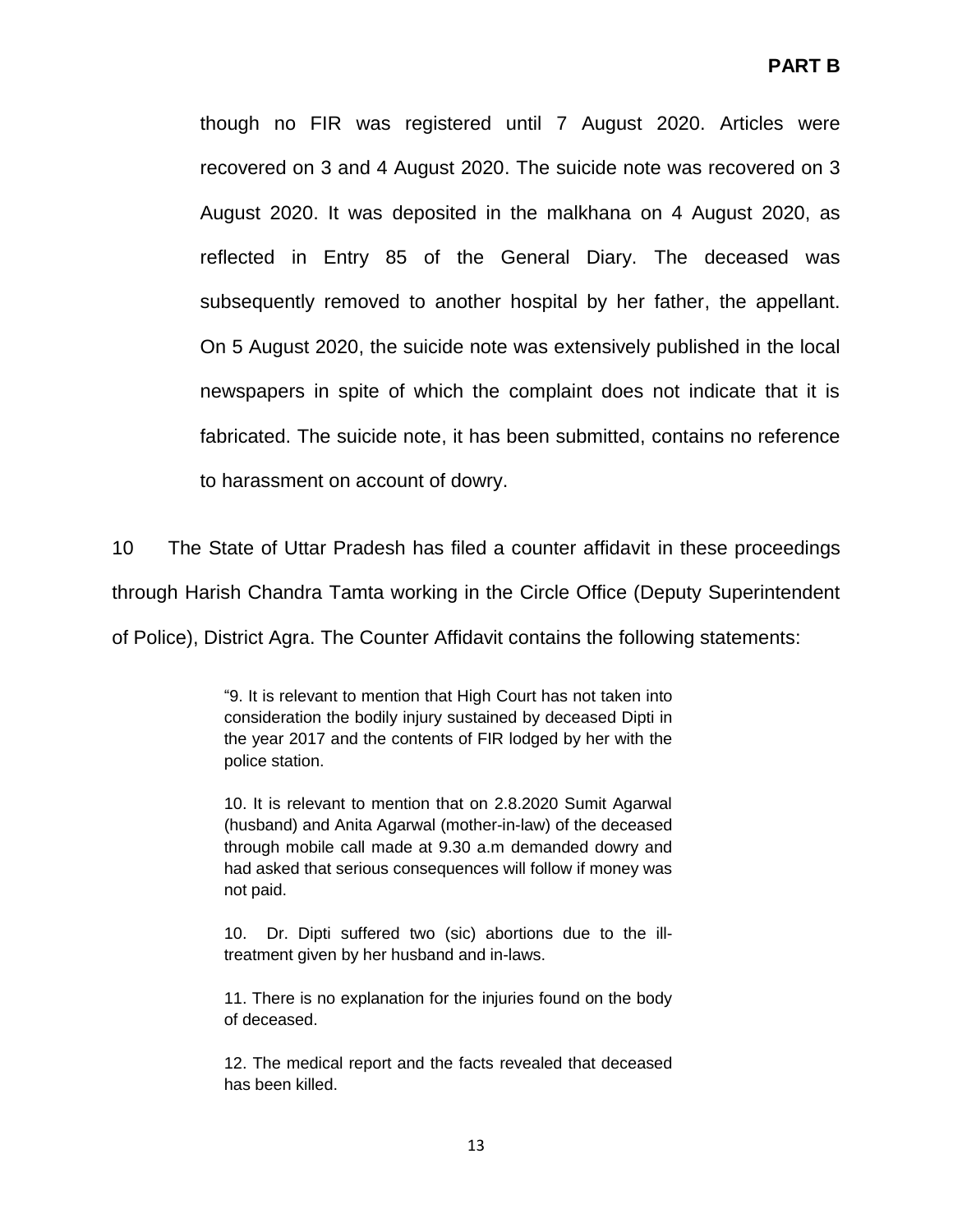though no FIR was registered until 7 August 2020. Articles were recovered on 3 and 4 August 2020. The suicide note was recovered on 3 August 2020. It was deposited in the malkhana on 4 August 2020, as reflected in Entry 85 of the General Diary. The deceased was subsequently removed to another hospital by her father, the appellant. On 5 August 2020, the suicide note was extensively published in the local newspapers in spite of which the complaint does not indicate that it is fabricated. The suicide note, it has been submitted, contains no reference to harassment on account of dowry.

10 The State of Uttar Pradesh has filed a counter affidavit in these proceedings through Harish Chandra Tamta working in the Circle Office (Deputy Superintendent of Police), District Agra. The Counter Affidavit contains the following statements:

> "9. It is relevant to mention that High Court has not taken into consideration the bodily injury sustained by deceased Dipti in the year 2017 and the contents of FIR lodged by her with the police station.
>
> 10. It is relevant to mention that on 2.8.2020 Sumit Agarwal (husband) and Anita Agarwal (mother-in-law) of the deceased through mobile call made at 9.30 a.m demanded dowry and had asked that serious consequences will follow if money was not paid.
>
> 10. Dr. Dipti suffered two (sic) abortions due to the ill-treatment given by her husband and in-laws.
>
> 11. There is no explanation for the injuries found on the body of deceased.
>
> 12. The medical report and the facts revealed that deceased has been killed.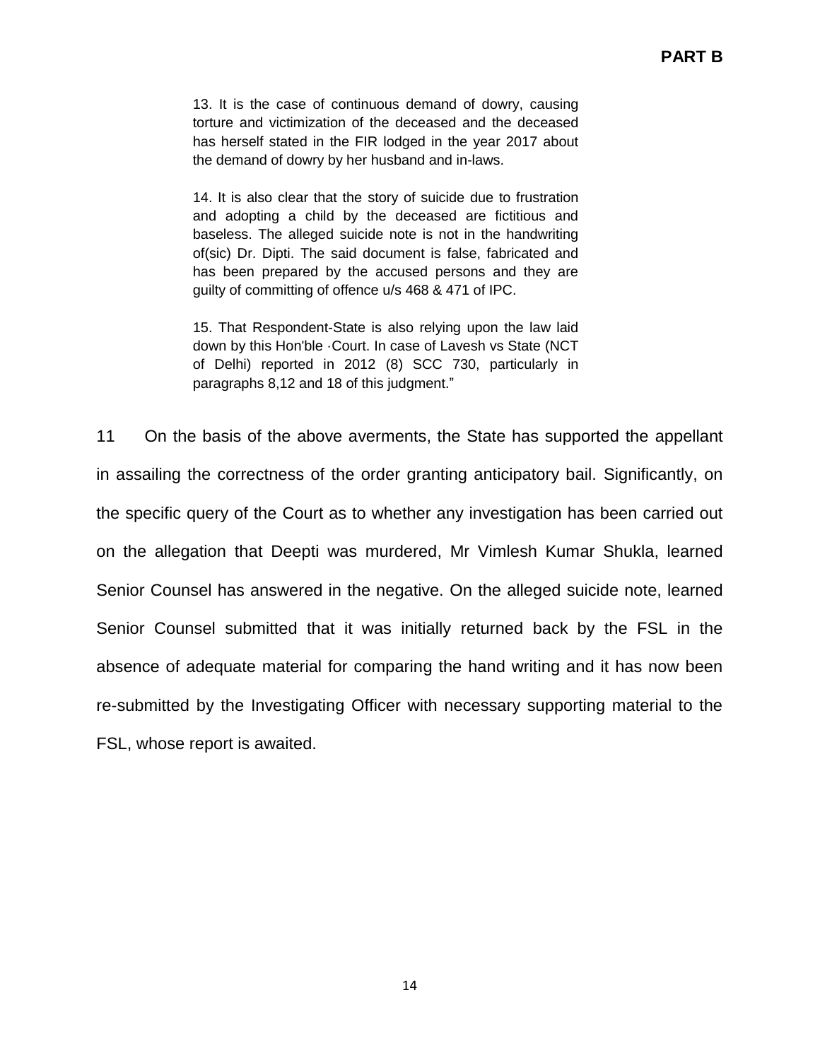**PART B**

> 13. It is the case of continuous demand of dowry, causing torture and victimization of the deceased and the deceased has herself stated in the FIR lodged in the year 2017 about the demand of dowry by her husband and in-laws.
>
> 14. It is also clear that the story of suicide due to frustration and adopting a child by the deceased are fictitious and baseless. The alleged suicide note is not in the handwriting of(sic) Dr. Dipti. The said document is false, fabricated and has been prepared by the accused persons and they are guilty of committing of offence u/s 468 & 471 of IPC.
>
> 15. That Respondent-State is also relying upon the law laid down by this Hon'ble ·Court. In case of Lavesh vs State (NCT of Delhi) reported in 2012 (8) SCC 730, particularly in paragraphs 8,12 and 18 of this judgment."

11 On the basis of the above averments, the State has supported the appellant in assailing the correctness of the order granting anticipatory bail. Significantly, on the specific query of the Court as to whether any investigation has been carried out on the allegation that Deepti was murdered, Mr Vimlesh Kumar Shukla, learned Senior Counsel has answered in the negative. On the alleged suicide note, learned Senior Counsel submitted that it was initially returned back by the FSL in the absence of adequate material for comparing the hand writing and it has now been re-submitted by the Investigating Officer with necessary supporting material to the FSL, whose report is awaited.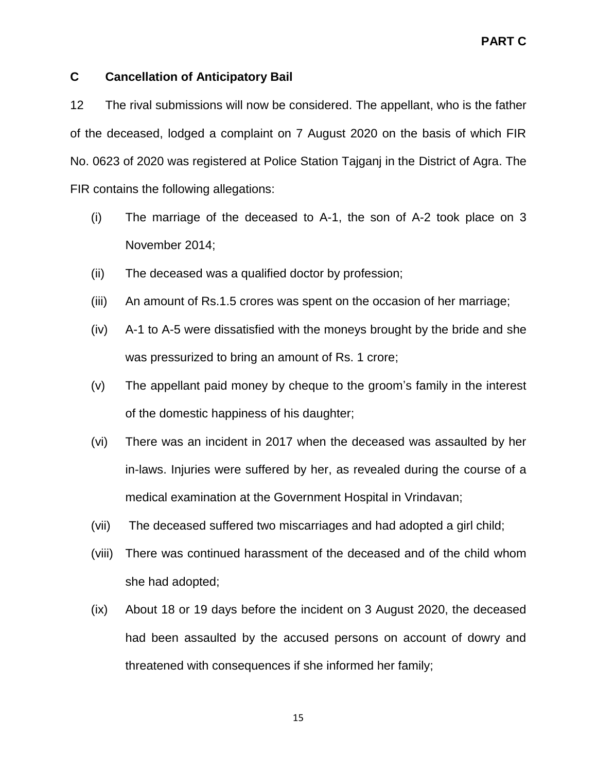## C Cancellation of Anticipatory Bail

12 The rival submissions will now be considered. The appellant, who is the father of the deceased, lodged a complaint on 7 August 2020 on the basis of which FIR No. 0623 of 2020 was registered at Police Station Tajganj in the District of Agra. The FIR contains the following allegations:

(i) The marriage of the deceased to A-1, the son of A-2 took place on 3 November 2014;

(ii) The deceased was a qualified doctor by profession;

(iii) An amount of Rs.1.5 crores was spent on the occasion of her marriage;

(iv) A-1 to A-5 were dissatisfied with the moneys brought by the bride and she was pressurized to bring an amount of Rs. 1 crore;

(v) The appellant paid money by cheque to the groom's family in the interest of the domestic happiness of his daughter;

(vi) There was an incident in 2017 when the deceased was assaulted by her in-laws. Injuries were suffered by her, as revealed during the course of a medical examination at the Government Hospital in Vrindavan;

(vii) The deceased suffered two miscarriages and had adopted a girl child;

(viii) There was continued harassment of the deceased and of the child whom she had adopted;

(ix) About 18 or 19 days before the incident on 3 August 2020, the deceased had been assaulted by the accused persons on account of dowry and threatened with consequences if she informed her family;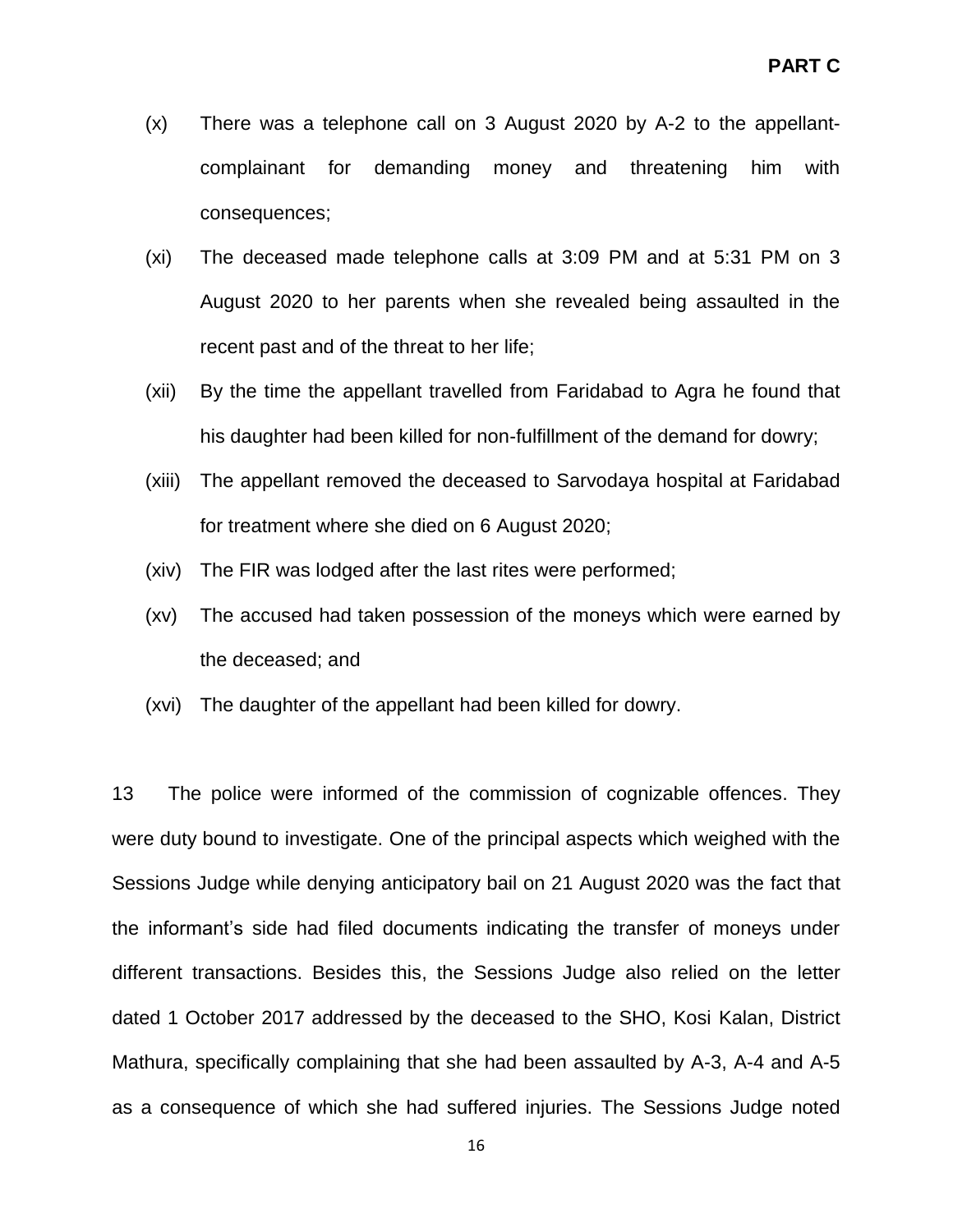(x) There was a telephone call on 3 August 2020 by A-2 to the appellant-complainant for demanding money and threatening him with consequences;

(xi) The deceased made telephone calls at 3:09 PM and at 5:31 PM on 3 August 2020 to her parents when she revealed being assaulted in the recent past and of the threat to her life;

(xii) By the time the appellant travelled from Faridabad to Agra he found that his daughter had been killed for non-fulfillment of the demand for dowry;

(xiii) The appellant removed the deceased to Sarvodaya hospital at Faridabad for treatment where she died on 6 August 2020;

(xiv) The FIR was lodged after the last rites were performed;

(xv) The accused had taken possession of the moneys which were earned by the deceased; and

(xvi) The daughter of the appellant had been killed for dowry.

13 The police were informed of the commission of cognizable offences. They were duty bound to investigate. One of the principal aspects which weighed with the Sessions Judge while denying anticipatory bail on 21 August 2020 was the fact that the informant's side had filed documents indicating the transfer of moneys under different transactions. Besides this, the Sessions Judge also relied on the letter dated 1 October 2017 addressed by the deceased to the SHO, Kosi Kalan, District Mathura, specifically complaining that she had been assaulted by A-3, A-4 and A-5 as a consequence of which she had suffered injuries. The Sessions Judge noted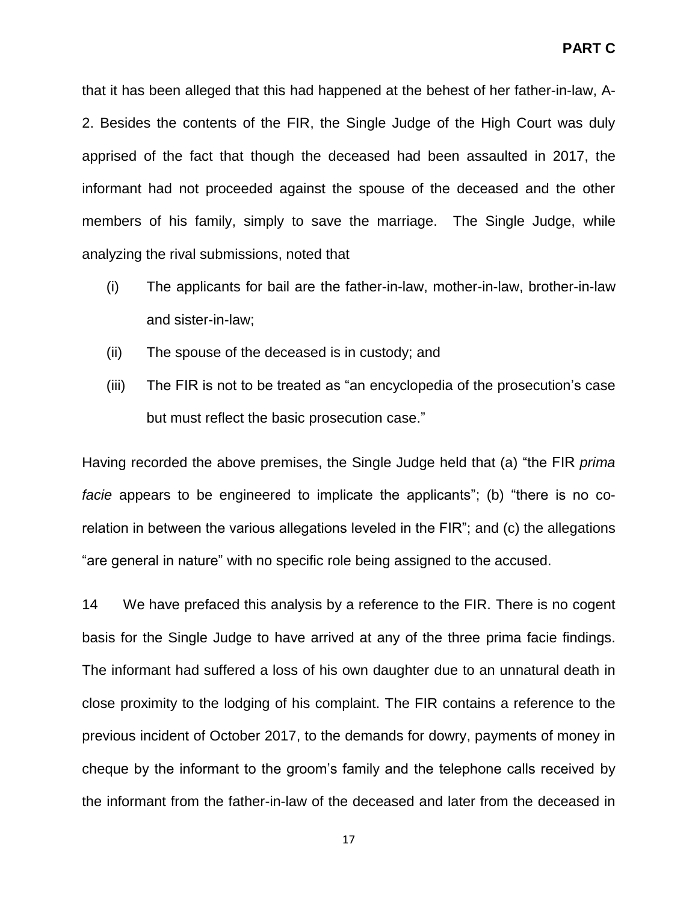that it has been alleged that this had happened at the behest of her father-in-law, A-2. Besides the contents of the FIR, the Single Judge of the High Court was duly apprised of the fact that though the deceased had been assaulted in 2017, the informant had not proceeded against the spouse of the deceased and the other members of his family, simply to save the marriage. The Single Judge, while analyzing the rival submissions, noted that

(i) The applicants for bail are the father-in-law, mother-in-law, brother-in-law and sister-in-law;

(ii) The spouse of the deceased is in custody; and

(iii) The FIR is not to be treated as "an encyclopedia of the prosecution's case but must reflect the basic prosecution case."

Having recorded the above premises, the Single Judge held that (a) "the FIR *prima facie* appears to be engineered to implicate the applicants"; (b) "there is no co-relation in between the various allegations leveled in the FIR"; and (c) the allegations "are general in nature" with no specific role being assigned to the accused.

14 We have prefaced this analysis by a reference to the FIR. There is no cogent basis for the Single Judge to have arrived at any of the three prima facie findings. The informant had suffered a loss of his own daughter due to an unnatural death in close proximity to the lodging of his complaint. The FIR contains a reference to the previous incident of October 2017, to the demands for dowry, payments of money in cheque by the informant to the groom's family and the telephone calls received by the informant from the father-in-law of the deceased and later from the deceased in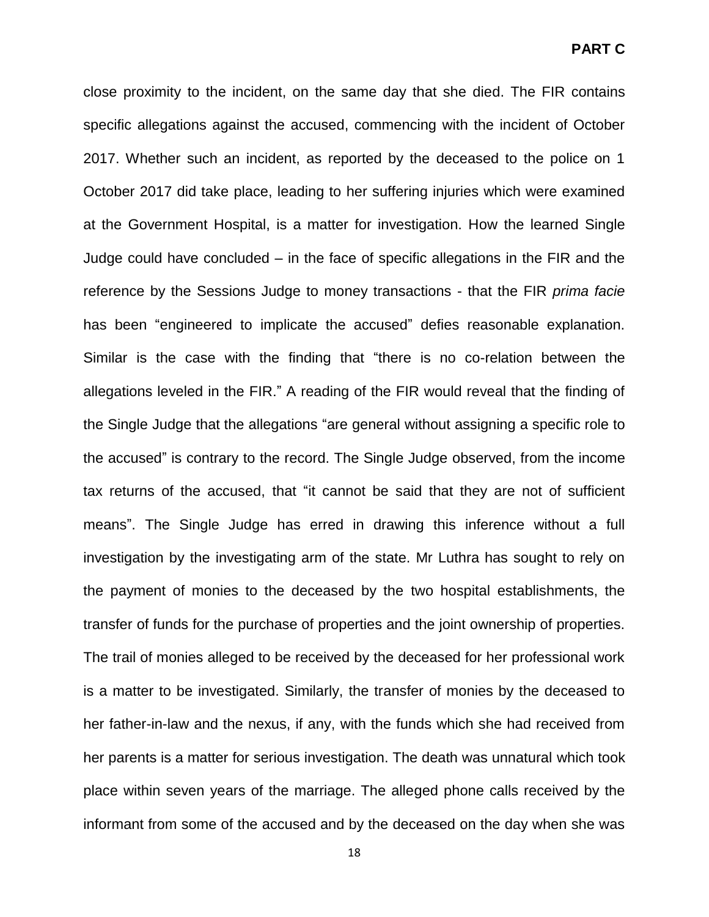close proximity to the incident, on the same day that she died. The FIR contains specific allegations against the accused, commencing with the incident of October 2017. Whether such an incident, as reported by the deceased to the police on 1 October 2017 did take place, leading to her suffering injuries which were examined at the Government Hospital, is a matter for investigation. How the learned Single Judge could have concluded – in the face of specific allegations in the FIR and the reference by the Sessions Judge to money transactions - that the FIR *prima facie* has been "engineered to implicate the accused" defies reasonable explanation. Similar is the case with the finding that "there is no co-relation between the allegations leveled in the FIR." A reading of the FIR would reveal that the finding of the Single Judge that the allegations "are general without assigning a specific role to the accused" is contrary to the record. The Single Judge observed, from the income tax returns of the accused, that "it cannot be said that they are not of sufficient means". The Single Judge has erred in drawing this inference without a full investigation by the investigating arm of the state. Mr Luthra has sought to rely on the payment of monies to the deceased by the two hospital establishments, the transfer of funds for the purchase of properties and the joint ownership of properties. The trail of monies alleged to be received by the deceased for her professional work is a matter to be investigated. Similarly, the transfer of monies by the deceased to her father-in-law and the nexus, if any, with the funds which she had received from her parents is a matter for serious investigation. The death was unnatural which took place within seven years of the marriage. The alleged phone calls received by the informant from some of the accused and by the deceased on the day when she was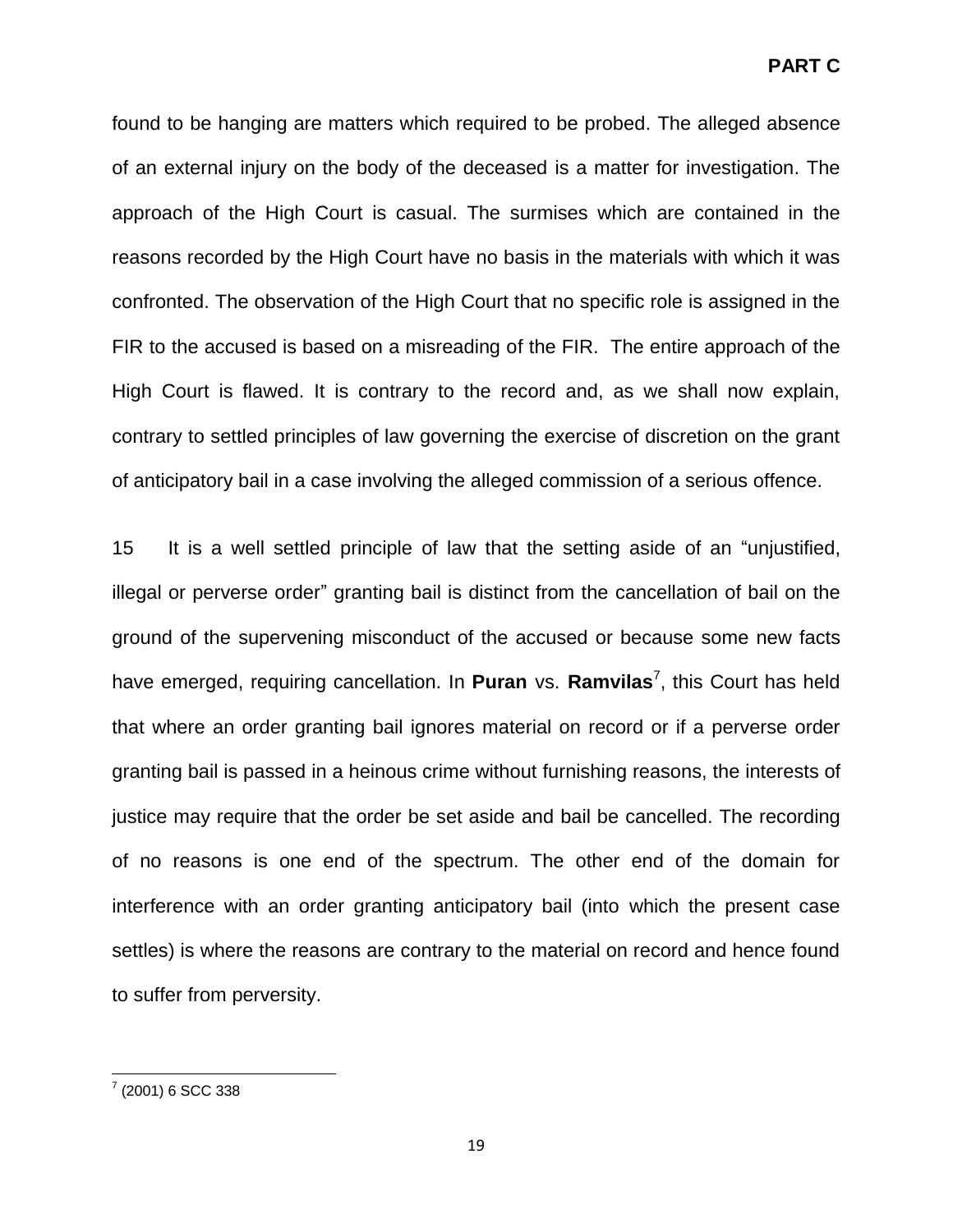found to be hanging are matters which required to be probed. The alleged absence of an external injury on the body of the deceased is a matter for investigation. The approach of the High Court is casual. The surmises which are contained in the reasons recorded by the High Court have no basis in the materials with which it was confronted. The observation of the High Court that no specific role is assigned in the FIR to the accused is based on a misreading of the FIR. The entire approach of the High Court is flawed. It is contrary to the record and, as we shall now explain, contrary to settled principles of law governing the exercise of discretion on the grant of anticipatory bail in a case involving the alleged commission of a serious offence.

15 It is a well settled principle of law that the setting aside of an "unjustified, illegal or perverse order" granting bail is distinct from the cancellation of bail on the ground of the supervening misconduct of the accused or because some new facts have emerged, requiring cancellation. In **Puran** vs. **Ramvilas**[7], this Court has held that where an order granting bail ignores material on record or if a perverse order granting bail is passed in a heinous crime without furnishing reasons, the interests of justice may require that the order be set aside and bail be cancelled. The recording of no reasons is one end of the spectrum. The other end of the domain for interference with an order granting anticipatory bail (into which the present case settles) is where the reasons are contrary to the material on record and hence found to suffer from perversity.

---

[7] (2001) 6 SCC 338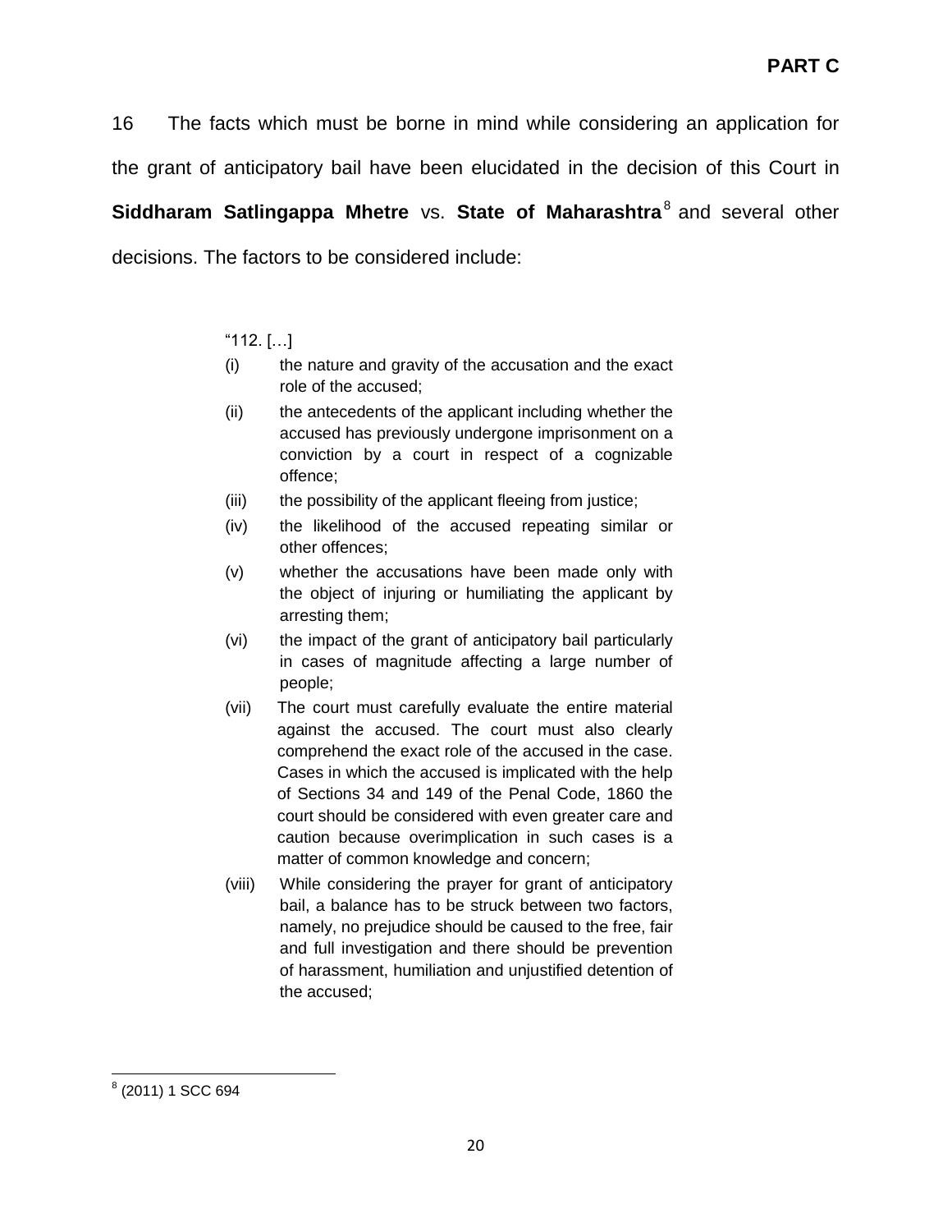16 The facts which must be borne in mind while considering an application for the grant of anticipatory bail have been elucidated in the decision of this Court in **Siddharam Satlingappa Mhetre** vs. **State of Maharashtra**[8] and several other decisions. The factors to be considered include:

> "112. […]
>
> (i) the nature and gravity of the accusation and the exact role of the accused;
>
> (ii) the antecedents of the applicant including whether the accused has previously undergone imprisonment on a conviction by a court in respect of a cognizable offence;
>
> (iii) the possibility of the applicant fleeing from justice;
>
> (iv) the likelihood of the accused repeating similar or other offences;
>
> (v) whether the accusations have been made only with the object of injuring or humiliating the applicant by arresting them;
>
> (vi) the impact of the grant of anticipatory bail particularly in cases of magnitude affecting a large number of people;
>
> (vii) The court must carefully evaluate the entire material against the accused. The court must also clearly comprehend the exact role of the accused in the case. Cases in which the accused is implicated with the help of Sections 34 and 149 of the Penal Code, 1860 the court should be considered with even greater care and caution because overimplication in such cases is a matter of common knowledge and concern;
>
> (viii) While considering the prayer for grant of anticipatory bail, a balance has to be struck between two factors, namely, no prejudice should be caused to the free, fair and full investigation and there should be prevention of harassment, humiliation and unjustified detention of the accused;

---

[8] (2011) 1 SCC 694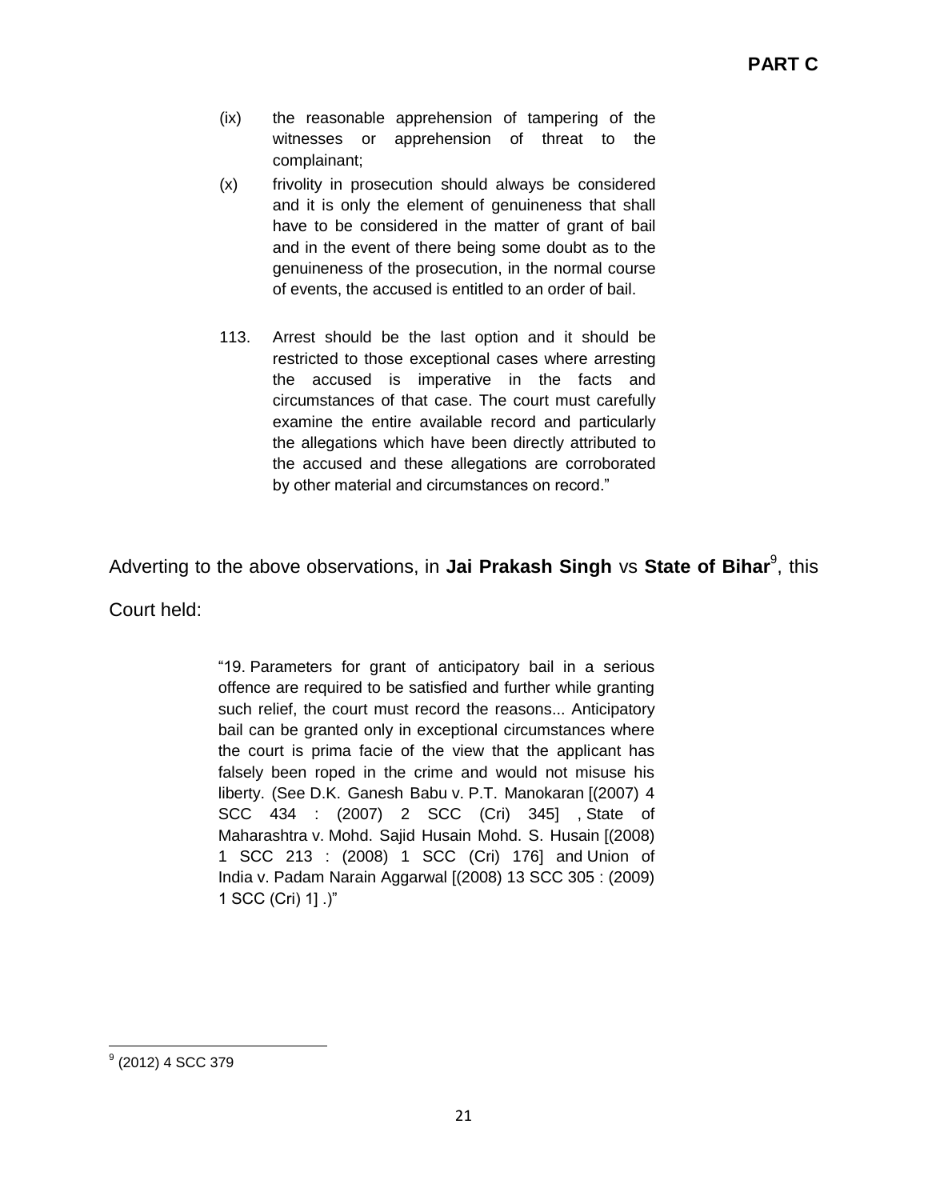> (ix) the reasonable apprehension of tampering of the witnesses or apprehension of threat to the complainant;
>
> (x) frivolity in prosecution should always be considered and it is only the element of genuineness that shall have to be considered in the matter of grant of bail and in the event of there being some doubt as to the genuineness of the prosecution, in the normal course of events, the accused is entitled to an order of bail.
>
> 113. Arrest should be the last option and it should be restricted to those exceptional cases where arresting the accused is imperative in the facts and circumstances of that case. The court must carefully examine the entire available record and particularly the allegations which have been directly attributed to the accused and these allegations are corroborated by other material and circumstances on record."

Adverting to the above observations, in **Jai Prakash Singh** vs **State of Bihar**[9], this Court held:

> "19. Parameters for grant of anticipatory bail in a serious offence are required to be satisfied and further while granting such relief, the court must record the reasons... Anticipatory bail can be granted only in exceptional circumstances where the court is prima facie of the view that the applicant has falsely been roped in the crime and would not misuse his liberty. (See D.K. Ganesh Babu v. P.T. Manokaran [(2007) 4 SCC 434 : (2007) 2 SCC (Cri) 345] , State of Maharashtra v. Mohd. Sajid Husain Mohd. S. Husain [(2008) 1 SCC 213 : (2008) 1 SCC (Cri) 176] and Union of India v. Padam Narain Aggarwal [(2008) 13 SCC 305 : (2009) 1 SCC (Cri) 1] .)"

---

[9] (2012) 4 SCC 379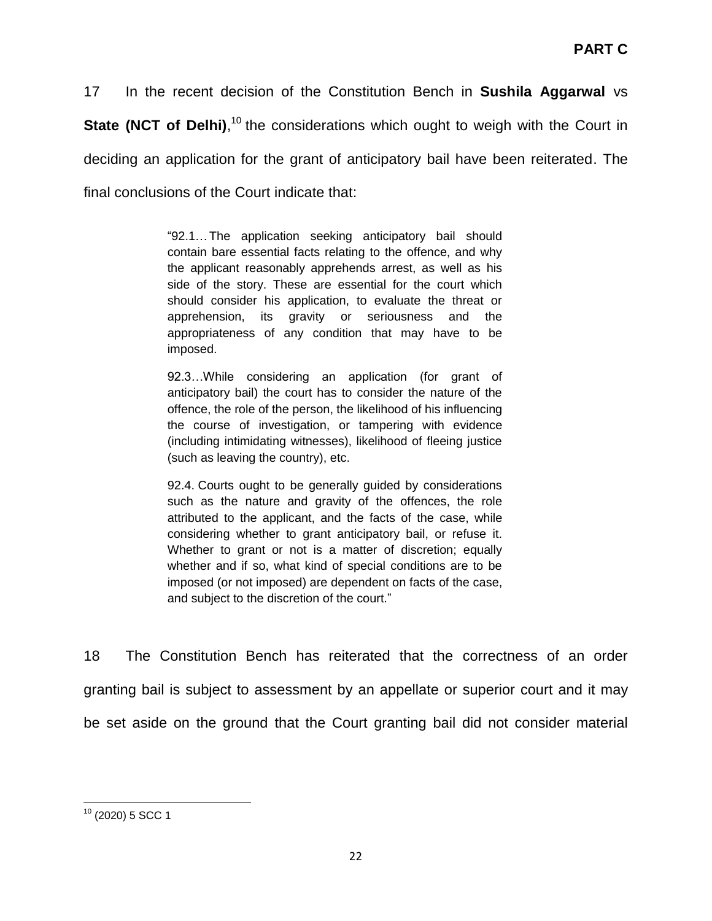17 In the recent decision of the Constitution Bench in **Sushila Aggarwal** vs **State (NCT of Delhi)**,[10] the considerations which ought to weigh with the Court in deciding an application for the grant of anticipatory bail have been reiterated. The final conclusions of the Court indicate that:

> "92.1… The application seeking anticipatory bail should contain bare essential facts relating to the offence, and why the applicant reasonably apprehends arrest, as well as his side of the story. These are essential for the court which should consider his application, to evaluate the threat or apprehension, its gravity or seriousness and the appropriateness of any condition that may have to be imposed.
>
> 92.3…While considering an application (for grant of anticipatory bail) the court has to consider the nature of the offence, the role of the person, the likelihood of his influencing the course of investigation, or tampering with evidence (including intimidating witnesses), likelihood of fleeing justice (such as leaving the country), etc.
>
> 92.4. Courts ought to be generally guided by considerations such as the nature and gravity of the offences, the role attributed to the applicant, and the facts of the case, while considering whether to grant anticipatory bail, or refuse it. Whether to grant or not is a matter of discretion; equally whether and if so, what kind of special conditions are to be imposed (or not imposed) are dependent on facts of the case, and subject to the discretion of the court."

18 The Constitution Bench has reiterated that the correctness of an order granting bail is subject to assessment by an appellate or superior court and it may be set aside on the ground that the Court granting bail did not consider material

---

[10] (2020) 5 SCC 1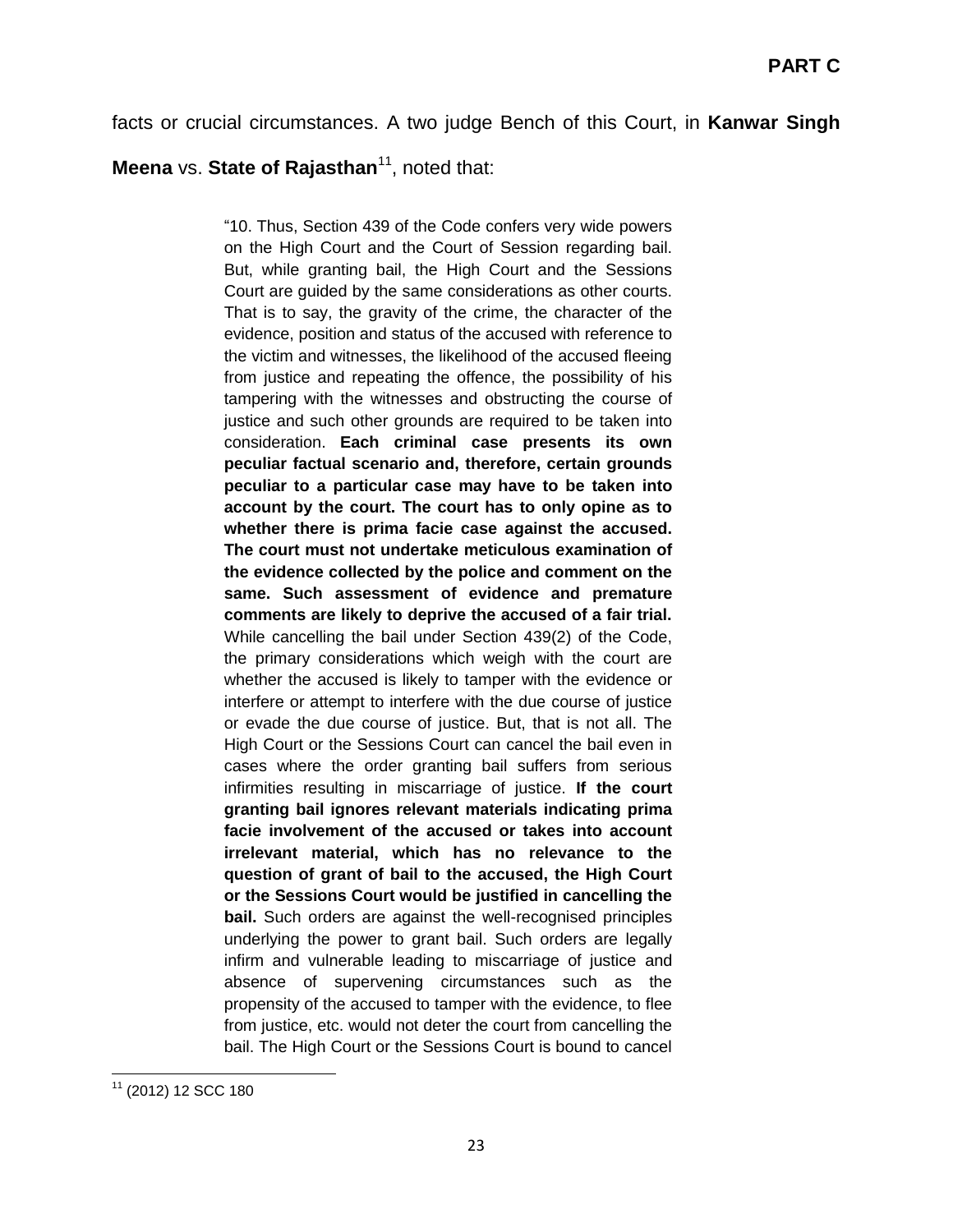facts or crucial circumstances. A two judge Bench of this Court, in **Kanwar Singh Meena** vs. **State of Rajasthan**[11], noted that:

> "10. Thus, Section 439 of the Code confers very wide powers on the High Court and the Court of Session regarding bail. But, while granting bail, the High Court and the Sessions Court are guided by the same considerations as other courts. That is to say, the gravity of the crime, the character of the evidence, position and status of the accused with reference to the victim and witnesses, the likelihood of the accused fleeing from justice and repeating the offence, the possibility of his tampering with the witnesses and obstructing the course of justice and such other grounds are required to be taken into consideration. **Each criminal case presents its own peculiar factual scenario and, therefore, certain grounds peculiar to a particular case may have to be taken into account by the court. The court has to only opine as to whether there is prima facie case against the accused. The court must not undertake meticulous examination of the evidence collected by the police and comment on the same. Such assessment of evidence and premature comments are likely to deprive the accused of a fair trial.** While cancelling the bail under Section 439(2) of the Code, the primary considerations which weigh with the court are whether the accused is likely to tamper with the evidence or interfere or attempt to interfere with the due course of justice or evade the due course of justice. But, that is not all. The High Court or the Sessions Court can cancel the bail even in cases where the order granting bail suffers from serious infirmities resulting in miscarriage of justice. **If the court granting bail ignores relevant materials indicating prima facie involvement of the accused or takes into account irrelevant material, which has no relevance to the question of grant of bail to the accused, the High Court or the Sessions Court would be justified in cancelling the bail.** Such orders are against the well-recognised principles underlying the power to grant bail. Such orders are legally infirm and vulnerable leading to miscarriage of justice and absence of supervening circumstances such as the propensity of the accused to tamper with the evidence, to flee from justice, etc. would not deter the court from cancelling the bail. The High Court or the Sessions Court is bound to cancel

[11] (2012) 12 SCC 180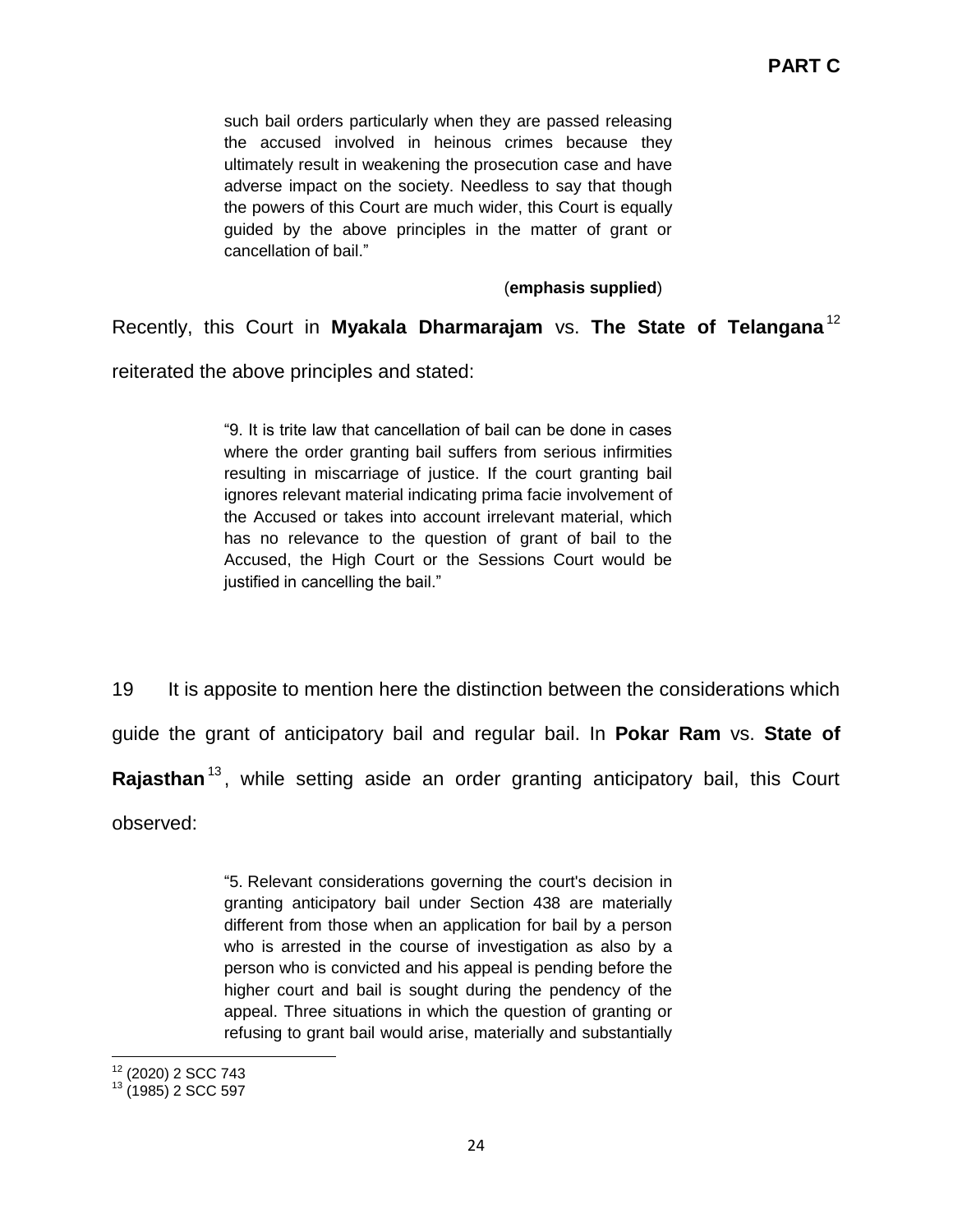> such bail orders particularly when they are passed releasing the accused involved in heinous crimes because they ultimately result in weakening the prosecution case and have adverse impact on the society. Needless to say that though the powers of this Court are much wider, this Court is equally guided by the above principles in the matter of grant or cancellation of bail."
>
> (**emphasis supplied**)

Recently, this Court in **Myakala Dharmarajam** vs. **The State of Telangana**[12] reiterated the above principles and stated:

> "9. It is trite law that cancellation of bail can be done in cases where the order granting bail suffers from serious infirmities resulting in miscarriage of justice. If the court granting bail ignores relevant material indicating prima facie involvement of the Accused or takes into account irrelevant material, which has no relevance to the question of grant of bail to the Accused, the High Court or the Sessions Court would be justified in cancelling the bail."

19 It is apposite to mention here the distinction between the considerations which guide the grant of anticipatory bail and regular bail. In **Pokar Ram** vs. **State of Rajasthan**[13], while setting aside an order granting anticipatory bail, this Court observed:

> "5. Relevant considerations governing the court's decision in granting anticipatory bail under Section 438 are materially different from those when an application for bail by a person who is arrested in the course of investigation as also by a person who is convicted and his appeal is pending before the higher court and bail is sought during the pendency of the appeal. Three situations in which the question of granting or refusing to grant bail would arise, materially and substantially

---

[12] (2020) 2 SCC 743

[13] (1985) 2 SCC 597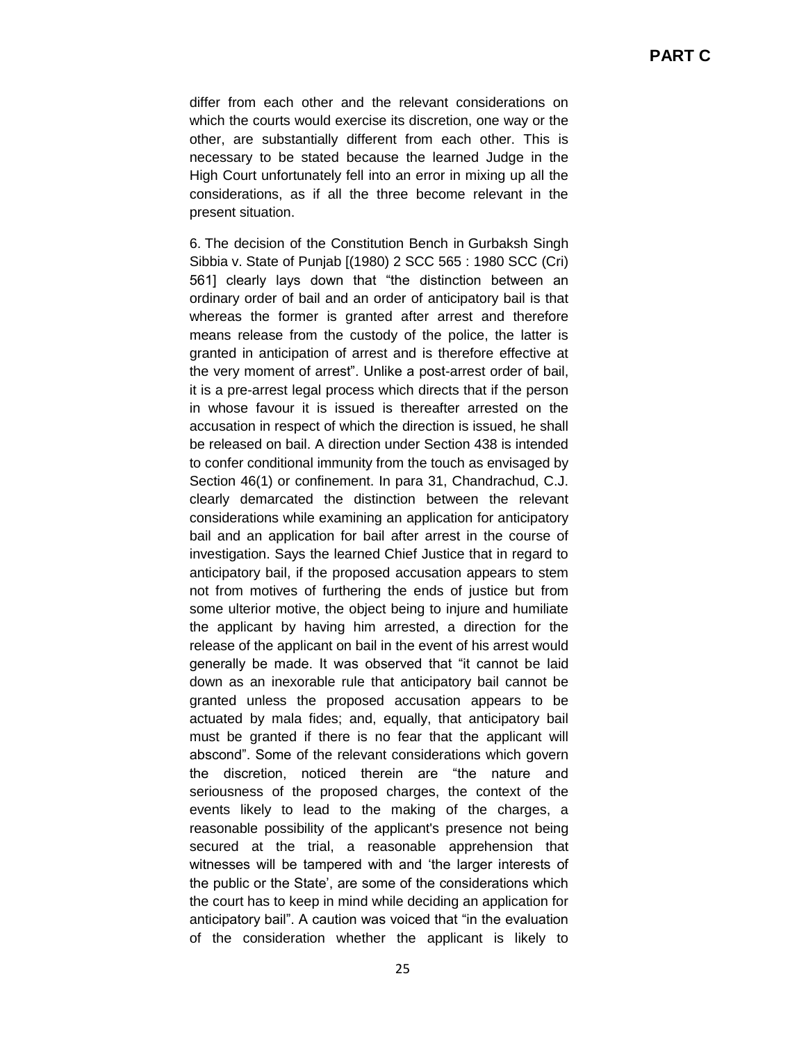differ from each other and the relevant considerations on which the courts would exercise its discretion, one way or the other, are substantially different from each other. This is necessary to be stated because the learned Judge in the High Court unfortunately fell into an error in mixing up all the considerations, as if all the three become relevant in the present situation.

6. The decision of the Constitution Bench in Gurbaksh Singh Sibbia v. State of Punjab [(1980) 2 SCC 565 : 1980 SCC (Cri) 561] clearly lays down that "the distinction between an ordinary order of bail and an order of anticipatory bail is that whereas the former is granted after arrest and therefore means release from the custody of the police, the latter is granted in anticipation of arrest and is therefore effective at the very moment of arrest". Unlike a post-arrest order of bail, it is a pre-arrest legal process which directs that if the person in whose favour it is issued is thereafter arrested on the accusation in respect of which the direction is issued, he shall be released on bail. A direction under Section 438 is intended to confer conditional immunity from the touch as envisaged by Section 46(1) or confinement. In para 31, Chandrachud, C.J. clearly demarcated the distinction between the relevant considerations while examining an application for anticipatory bail and an application for bail after arrest in the course of investigation. Says the learned Chief Justice that in regard to anticipatory bail, if the proposed accusation appears to stem not from motives of furthering the ends of justice but from some ulterior motive, the object being to injure and humiliate the applicant by having him arrested, a direction for the release of the applicant on bail in the event of his arrest would generally be made. It was observed that "it cannot be laid down as an inexorable rule that anticipatory bail cannot be granted unless the proposed accusation appears to be actuated by mala fides; and, equally, that anticipatory bail must be granted if there is no fear that the applicant will abscond". Some of the relevant considerations which govern the discretion, noticed therein are "the nature and seriousness of the proposed charges, the context of the events likely to lead to the making of the charges, a reasonable possibility of the applicant's presence not being secured at the trial, a reasonable apprehension that witnesses will be tampered with and 'the larger interests of the public or the State', are some of the considerations which the court has to keep in mind while deciding an application for anticipatory bail". A caution was voiced that "in the evaluation of the consideration whether the applicant is likely to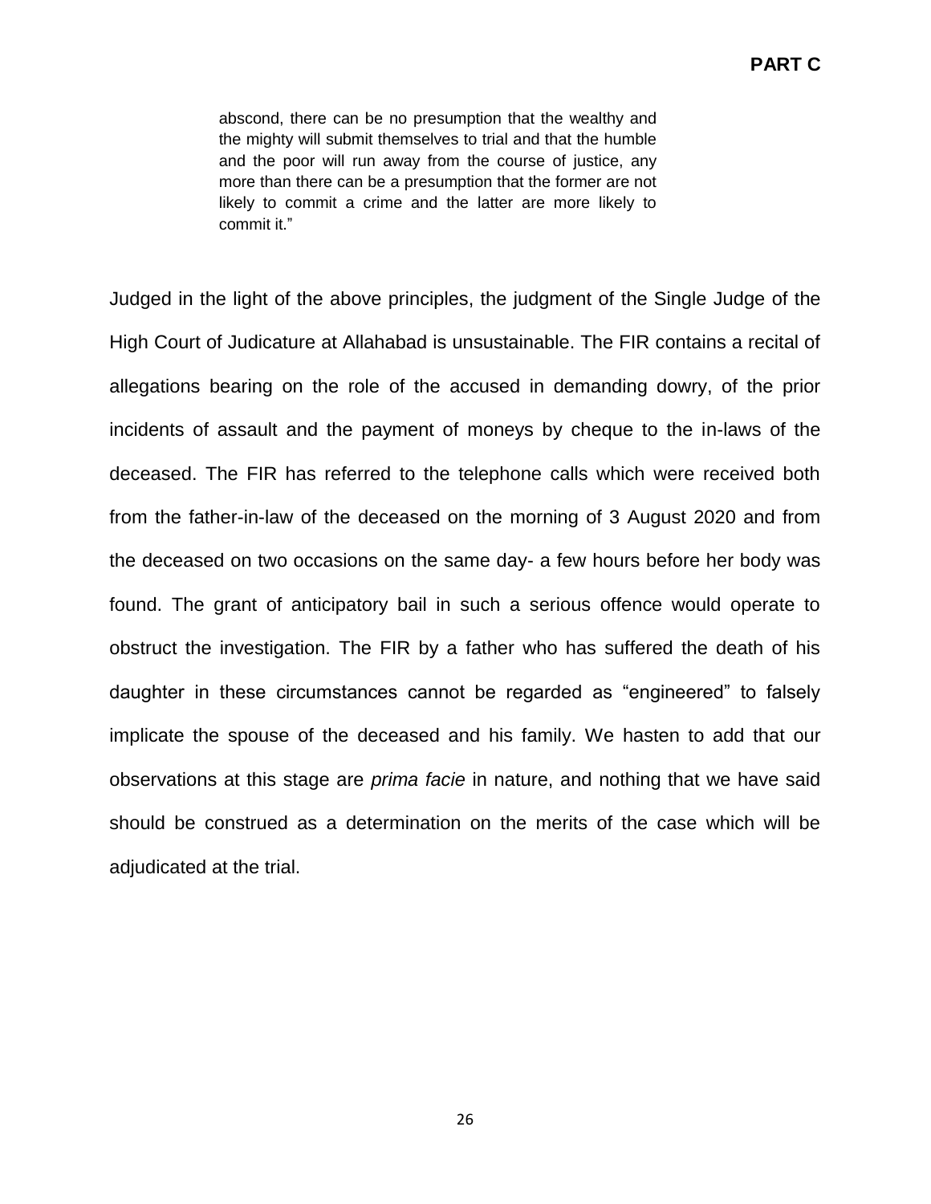> abscond, there can be no presumption that the wealthy and the mighty will submit themselves to trial and that the humble and the poor will run away from the course of justice, any more than there can be a presumption that the former are not likely to commit a crime and the latter are more likely to commit it."

Judged in the light of the above principles, the judgment of the Single Judge of the High Court of Judicature at Allahabad is unsustainable. The FIR contains a recital of allegations bearing on the role of the accused in demanding dowry, of the prior incidents of assault and the payment of moneys by cheque to the in-laws of the deceased. The FIR has referred to the telephone calls which were received both from the father-in-law of the deceased on the morning of 3 August 2020 and from the deceased on two occasions on the same day- a few hours before her body was found. The grant of anticipatory bail in such a serious offence would operate to obstruct the investigation. The FIR by a father who has suffered the death of his daughter in these circumstances cannot be regarded as "engineered" to falsely implicate the spouse of the deceased and his family. We hasten to add that our observations at this stage are *prima facie* in nature, and nothing that we have said should be construed as a determination on the merits of the case which will be adjudicated at the trial.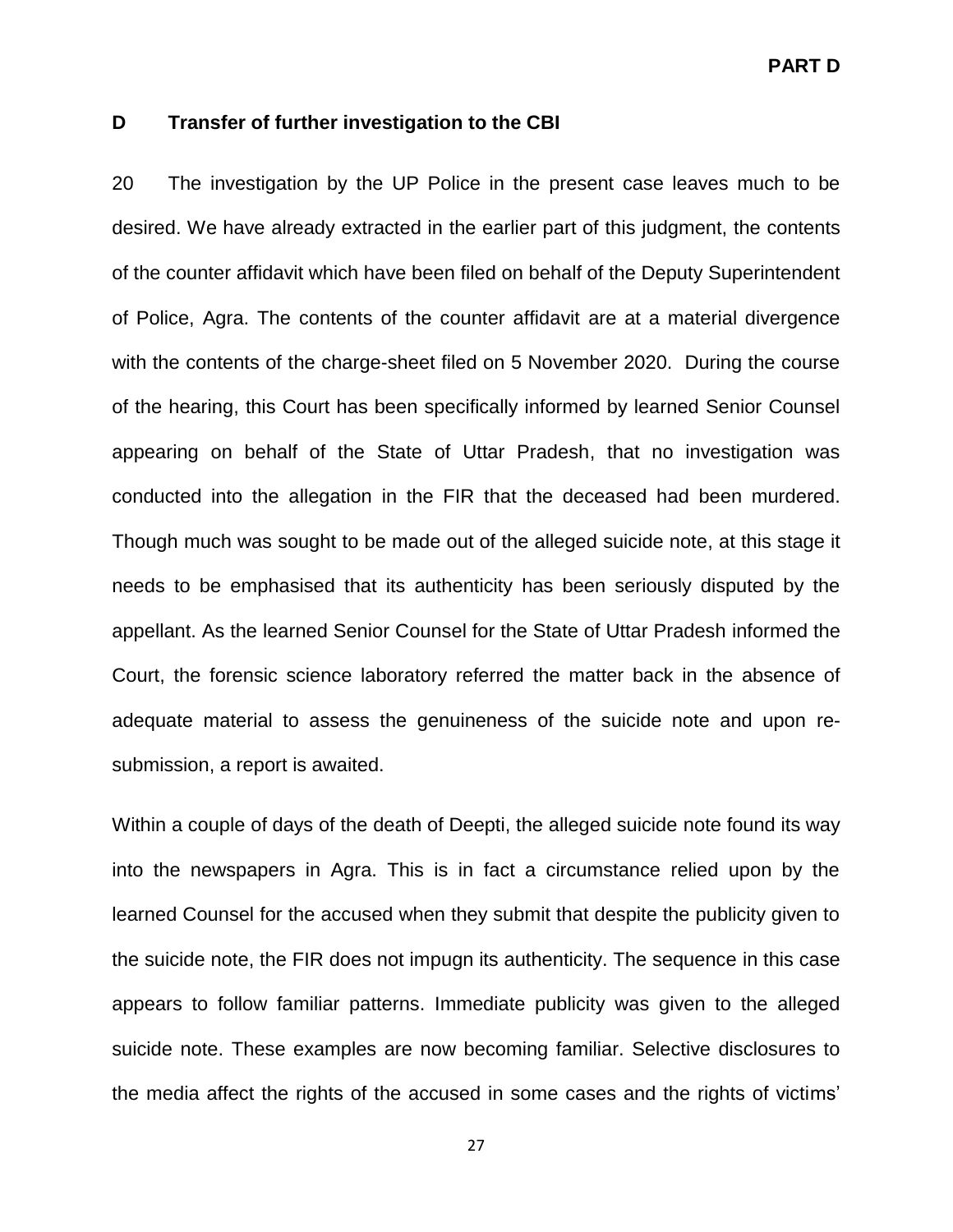## D Transfer of further investigation to the CBI

20 The investigation by the UP Police in the present case leaves much to be desired. We have already extracted in the earlier part of this judgment, the contents of the counter affidavit which have been filed on behalf of the Deputy Superintendent of Police, Agra. The contents of the counter affidavit are at a material divergence with the contents of the charge-sheet filed on 5 November 2020. During the course of the hearing, this Court has been specifically informed by learned Senior Counsel appearing on behalf of the State of Uttar Pradesh, that no investigation was conducted into the allegation in the FIR that the deceased had been murdered. Though much was sought to be made out of the alleged suicide note, at this stage it needs to be emphasised that its authenticity has been seriously disputed by the appellant. As the learned Senior Counsel for the State of Uttar Pradesh informed the Court, the forensic science laboratory referred the matter back in the absence of adequate material to assess the genuineness of the suicide note and upon re-submission, a report is awaited.

Within a couple of days of the death of Deepti, the alleged suicide note found its way into the newspapers in Agra. This is in fact a circumstance relied upon by the learned Counsel for the accused when they submit that despite the publicity given to the suicide note, the FIR does not impugn its authenticity. The sequence in this case appears to follow familiar patterns. Immediate publicity was given to the alleged suicide note. These examples are now becoming familiar. Selective disclosures to the media affect the rights of the accused in some cases and the rights of victims'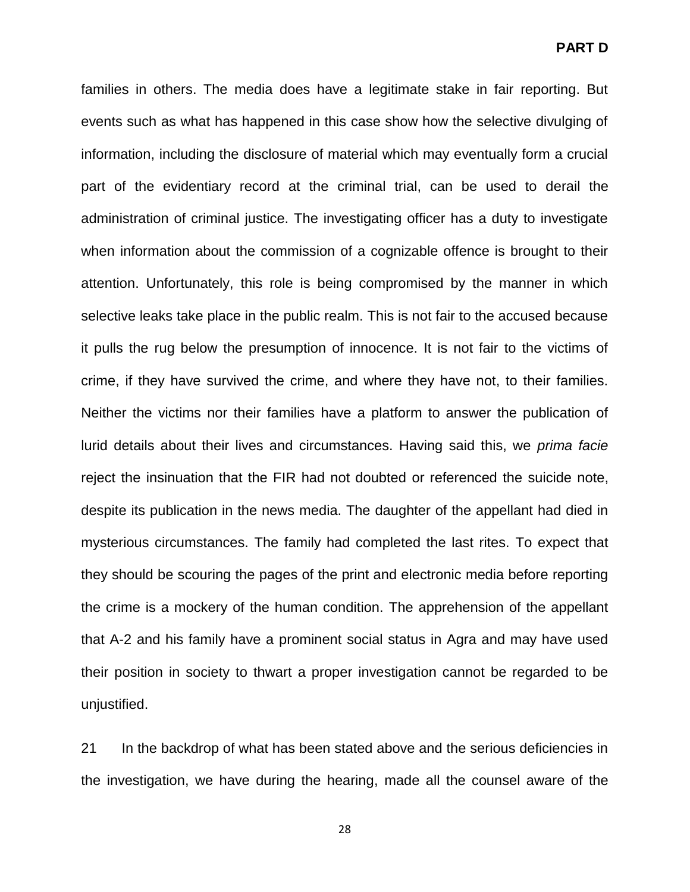families in others. The media does have a legitimate stake in fair reporting. But events such as what has happened in this case show how the selective divulging of information, including the disclosure of material which may eventually form a crucial part of the evidentiary record at the criminal trial, can be used to derail the administration of criminal justice. The investigating officer has a duty to investigate when information about the commission of a cognizable offence is brought to their attention. Unfortunately, this role is being compromised by the manner in which selective leaks take place in the public realm. This is not fair to the accused because it pulls the rug below the presumption of innocence. It is not fair to the victims of crime, if they have survived the crime, and where they have not, to their families. Neither the victims nor their families have a platform to answer the publication of lurid details about their lives and circumstances. Having said this, we *prima facie* reject the insinuation that the FIR had not doubted or referenced the suicide note, despite its publication in the news media. The daughter of the appellant had died in mysterious circumstances. The family had completed the last rites. To expect that they should be scouring the pages of the print and electronic media before reporting the crime is a mockery of the human condition. The apprehension of the appellant that A-2 and his family have a prominent social status in Agra and may have used their position in society to thwart a proper investigation cannot be regarded to be unjustified.

21 In the backdrop of what has been stated above and the serious deficiencies in the investigation, we have during the hearing, made all the counsel aware of the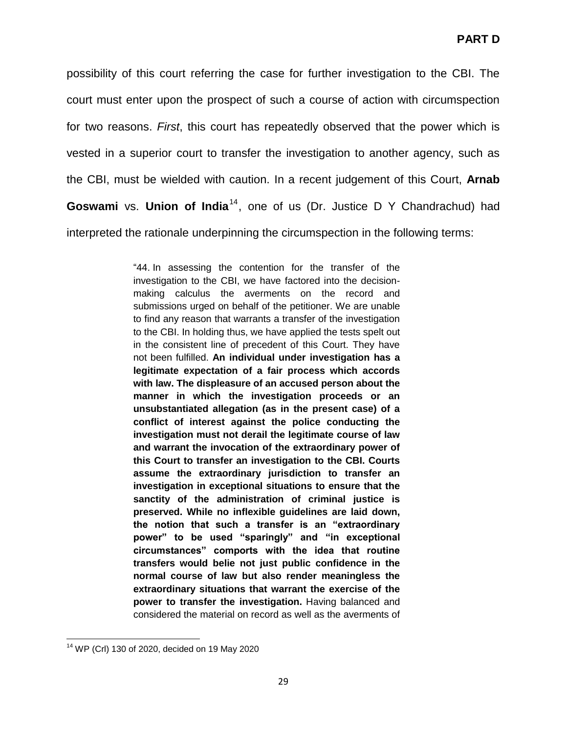possibility of this court referring the case for further investigation to the CBI. The court must enter upon the prospect of such a course of action with circumspection for two reasons. *First*, this court has repeatedly observed that the power which is vested in a superior court to transfer the investigation to another agency, such as the CBI, must be wielded with caution. In a recent judgement of this Court, **Arnab Goswami** vs. **Union of India**[14], one of us (Dr. Justice D Y Chandrachud) had interpreted the rationale underpinning the circumspection in the following terms:

> "44. In assessing the contention for the transfer of the investigation to the CBI, we have factored into the decision-making calculus the averments on the record and submissions urged on behalf of the petitioner. We are unable to find any reason that warrants a transfer of the investigation to the CBI. In holding thus, we have applied the tests spelt out in the consistent line of precedent of this Court. They have not been fulfilled. **An individual under investigation has a legitimate expectation of a fair process which accords with law. The displeasure of an accused person about the manner in which the investigation proceeds or an unsubstantiated allegation (as in the present case) of a conflict of interest against the police conducting the investigation must not derail the legitimate course of law and warrant the invocation of the extraordinary power of this Court to transfer an investigation to the CBI. Courts assume the extraordinary jurisdiction to transfer an investigation in exceptional situations to ensure that the sanctity of the administration of criminal justice is preserved. While no inflexible guidelines are laid down, the notion that such a transfer is an "extraordinary power" to be used "sparingly" and "in exceptional circumstances" comports with the idea that routine transfers would belie not just public confidence in the normal course of law but also render meaningless the extraordinary situations that warrant the exercise of the power to transfer the investigation.** Having balanced and considered the material on record as well as the averments of

[14] WP (Crl) 130 of 2020, decided on 19 May 2020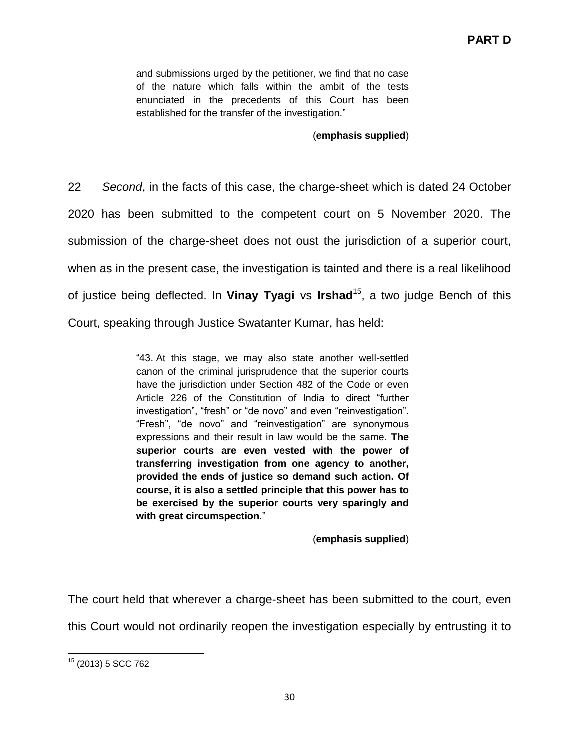and submissions urged by the petitioner, we find that no case of the nature which falls within the ambit of the tests enunciated in the precedents of this Court has been established for the transfer of the investigation."

(**emphasis supplied**)

22 *Second*, in the facts of this case, the charge-sheet which is dated 24 October 2020 has been submitted to the competent court on 5 November 2020. The submission of the charge-sheet does not oust the jurisdiction of a superior court, when as in the present case, the investigation is tainted and there is a real likelihood of justice being deflected. In **Vinay Tyagi** vs **Irshad**[15], a two judge Bench of this Court, speaking through Justice Swatanter Kumar, has held:

> "43. At this stage, we may also state another well-settled canon of the criminal jurisprudence that the superior courts have the jurisdiction under Section 482 of the Code or even Article 226 of the Constitution of India to direct "further investigation", "fresh" or "de novo" and even "reinvestigation". "Fresh", "de novo" and "reinvestigation" are synonymous expressions and their result in law would be the same. **The superior courts are even vested with the power of transferring investigation from one agency to another, provided the ends of justice so demand such action. Of course, it is also a settled principle that this power has to be exercised by the superior courts very sparingly and with great circumspection**."

(**emphasis supplied**)

The court held that wherever a charge-sheet has been submitted to the court, even this Court would not ordinarily reopen the investigation especially by entrusting it to

---

[15] (2013) 5 SCC 762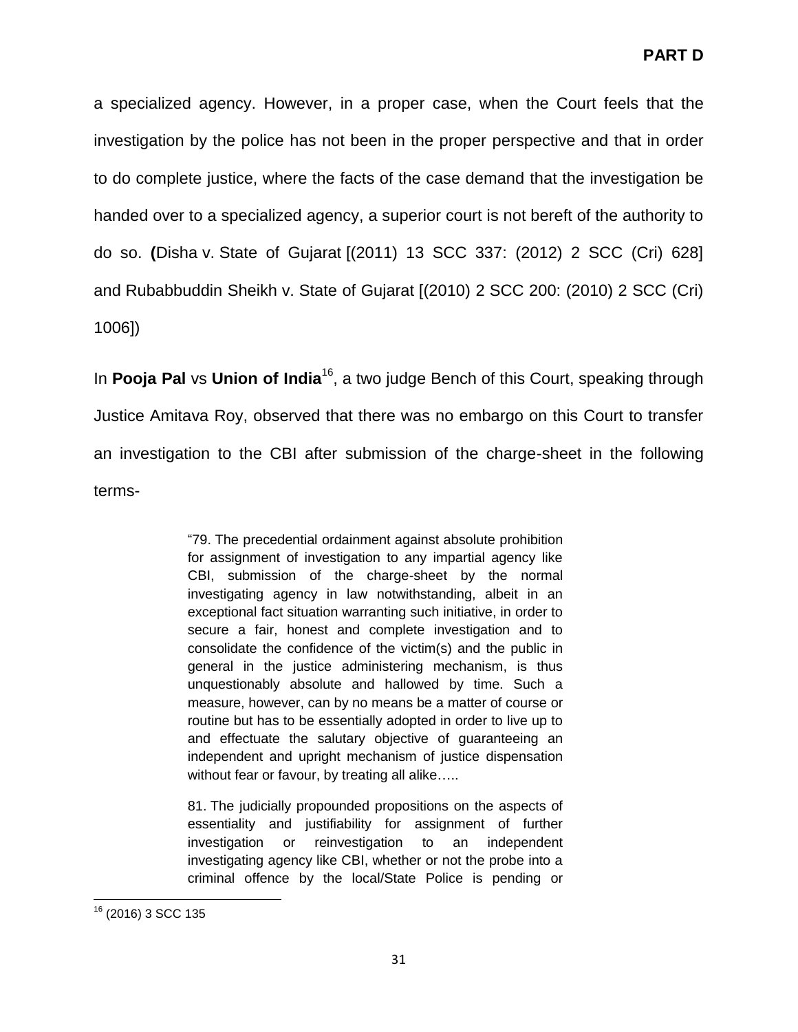a specialized agency. However, in a proper case, when the Court feels that the investigation by the police has not been in the proper perspective and that in order to do complete justice, where the facts of the case demand that the investigation be handed over to a specialized agency, a superior court is not bereft of the authority to do so. **(**Disha v. State of Gujarat [(2011) 13 SCC 337: (2012) 2 SCC (Cri) 628] and Rubabbuddin Sheikh v. State of Gujarat [(2010) 2 SCC 200: (2010) 2 SCC (Cri) 1006])

In **Pooja Pal** vs **Union of India**[16], a two judge Bench of this Court, speaking through Justice Amitava Roy, observed that there was no embargo on this Court to transfer an investigation to the CBI after submission of the charge-sheet in the following terms-

> "79. The precedential ordainment against absolute prohibition for assignment of investigation to any impartial agency like CBI, submission of the charge-sheet by the normal investigating agency in law notwithstanding, albeit in an exceptional fact situation warranting such initiative, in order to secure a fair, honest and complete investigation and to consolidate the confidence of the victim(s) and the public in general in the justice administering mechanism, is thus unquestionably absolute and hallowed by time. Such a measure, however, can by no means be a matter of course or routine but has to be essentially adopted in order to live up to and effectuate the salutary objective of guaranteeing an independent and upright mechanism of justice dispensation without fear or favour, by treating all alike…..
>
> 81. The judicially propounded propositions on the aspects of essentiality and justifiability for assignment of further investigation or reinvestigation to an independent investigating agency like CBI, whether or not the probe into a criminal offence by the local/State Police is pending or

---

[16] (2016) 3 SCC 135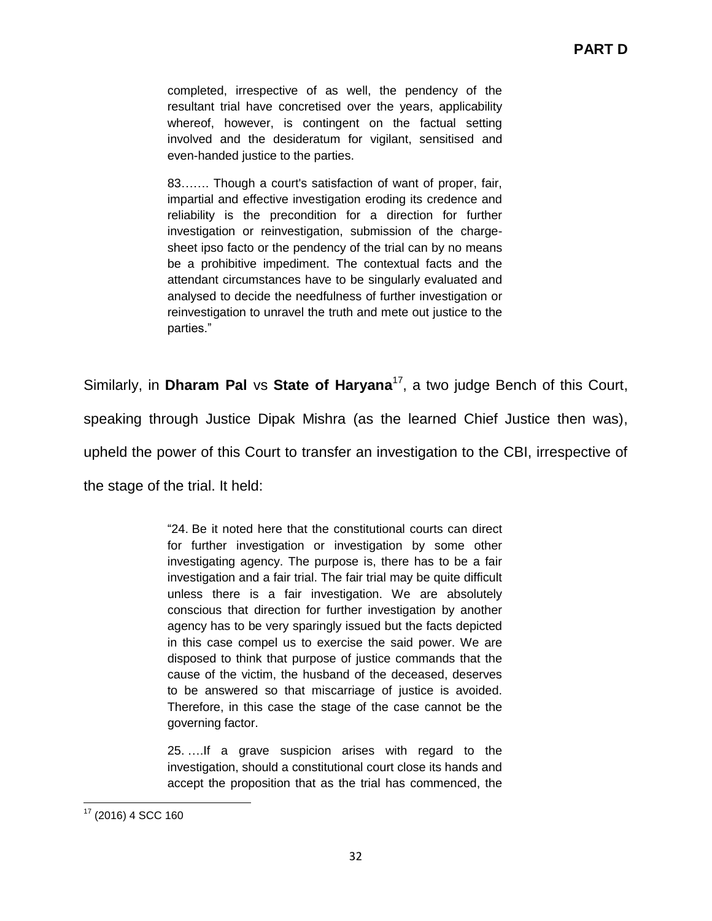completed, irrespective of as well, the pendency of the resultant trial have concretised over the years, applicability whereof, however, is contingent on the factual setting involved and the desideratum for vigilant, sensitised and even-handed justice to the parties.

> 83……. Though a court's satisfaction of want of proper, fair, impartial and effective investigation eroding its credence and reliability is the precondition for a direction for further investigation or reinvestigation, submission of the charge-sheet ipso facto or the pendency of the trial can by no means be a prohibitive impediment. The contextual facts and the attendant circumstances have to be singularly evaluated and analysed to decide the needfulness of further investigation or reinvestigation to unravel the truth and mete out justice to the parties."

Similarly, in **Dharam Pal** vs **State of Haryana**[17], a two judge Bench of this Court, speaking through Justice Dipak Mishra (as the learned Chief Justice then was), upheld the power of this Court to transfer an investigation to the CBI, irrespective of the stage of the trial. It held:

> "24. Be it noted here that the constitutional courts can direct for further investigation or investigation by some other investigating agency. The purpose is, there has to be a fair investigation and a fair trial. The fair trial may be quite difficult unless there is a fair investigation. We are absolutely conscious that direction for further investigation by another agency has to be very sparingly issued but the facts depicted in this case compel us to exercise the said power. We are disposed to think that purpose of justice commands that the cause of the victim, the husband of the deceased, deserves to be answered so that miscarriage of justice is avoided. Therefore, in this case the stage of the case cannot be the governing factor.
>
> 25. ….If a grave suspicion arises with regard to the investigation, should a constitutional court close its hands and accept the proposition that as the trial has commenced, the

[17] (2016) 4 SCC 160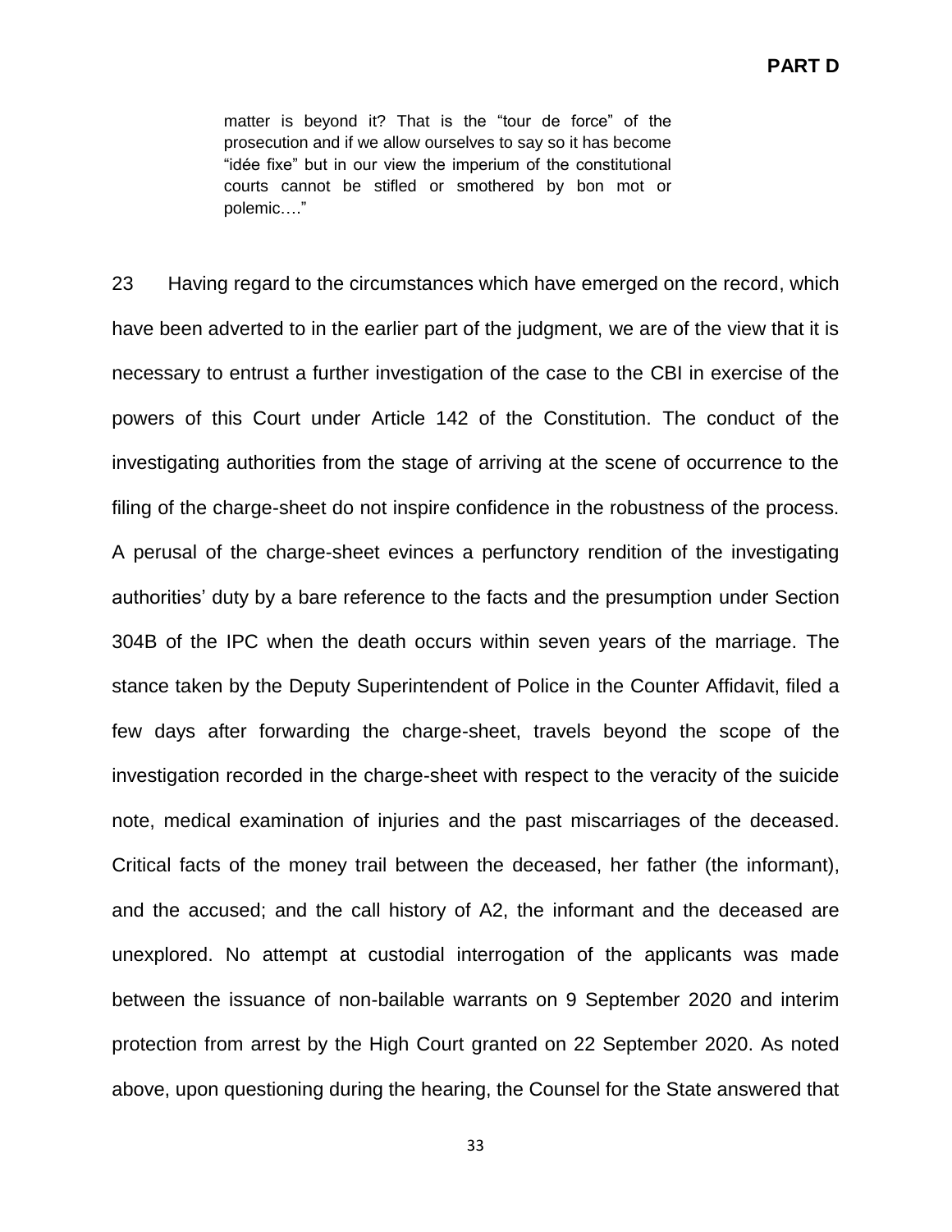> matter is beyond it? That is the "tour de force" of the prosecution and if we allow ourselves to say so it has become "idée fixe" but in our view the imperium of the constitutional courts cannot be stifled or smothered by bon mot or polemic…."

23 Having regard to the circumstances which have emerged on the record, which have been adverted to in the earlier part of the judgment, we are of the view that it is necessary to entrust a further investigation of the case to the CBI in exercise of the powers of this Court under Article 142 of the Constitution. The conduct of the investigating authorities from the stage of arriving at the scene of occurrence to the filing of the charge-sheet do not inspire confidence in the robustness of the process. A perusal of the charge-sheet evinces a perfunctory rendition of the investigating authorities' duty by a bare reference to the facts and the presumption under Section 304B of the IPC when the death occurs within seven years of the marriage. The stance taken by the Deputy Superintendent of Police in the Counter Affidavit, filed a few days after forwarding the charge-sheet, travels beyond the scope of the investigation recorded in the charge-sheet with respect to the veracity of the suicide note, medical examination of injuries and the past miscarriages of the deceased. Critical facts of the money trail between the deceased, her father (the informant), and the accused; and the call history of A2, the informant and the deceased are unexplored. No attempt at custodial interrogation of the applicants was made between the issuance of non-bailable warrants on 9 September 2020 and interim protection from arrest by the High Court granted on 22 September 2020. As noted above, upon questioning during the hearing, the Counsel for the State answered that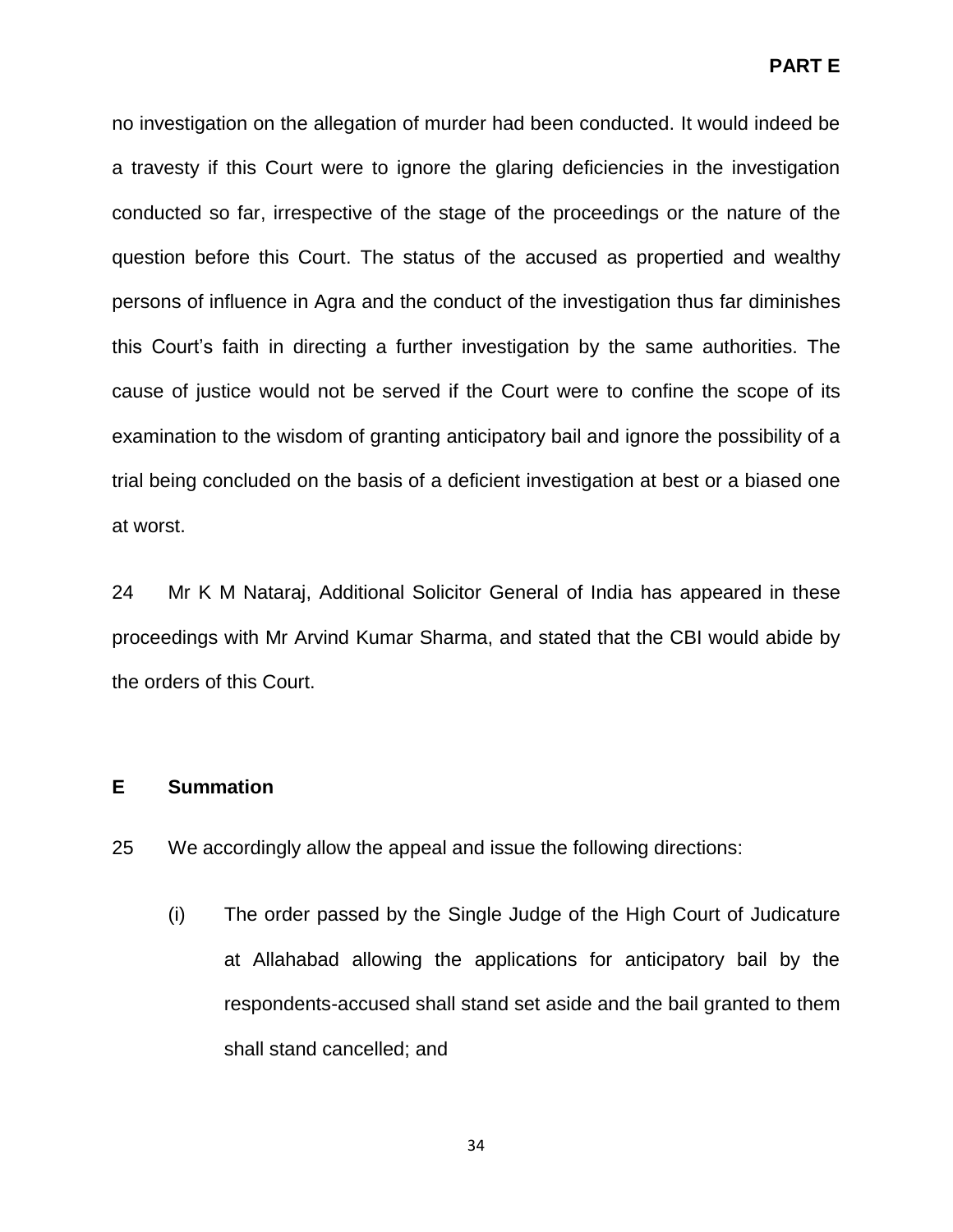no investigation on the allegation of murder had been conducted. It would indeed be a travesty if this Court were to ignore the glaring deficiencies in the investigation conducted so far, irrespective of the stage of the proceedings or the nature of the question before this Court. The status of the accused as propertied and wealthy persons of influence in Agra and the conduct of the investigation thus far diminishes this Court's faith in directing a further investigation by the same authorities. The cause of justice would not be served if the Court were to confine the scope of its examination to the wisdom of granting anticipatory bail and ignore the possibility of a trial being concluded on the basis of a deficient investigation at best or a biased one at worst.

24 Mr K M Nataraj, Additional Solicitor General of India has appeared in these proceedings with Mr Arvind Kumar Sharma, and stated that the CBI would abide by the orders of this Court.

## E Summation

25 We accordingly allow the appeal and issue the following directions:

(i) The order passed by the Single Judge of the High Court of Judicature at Allahabad allowing the applications for anticipatory bail by the respondents-accused shall stand set aside and the bail granted to them shall stand cancelled; and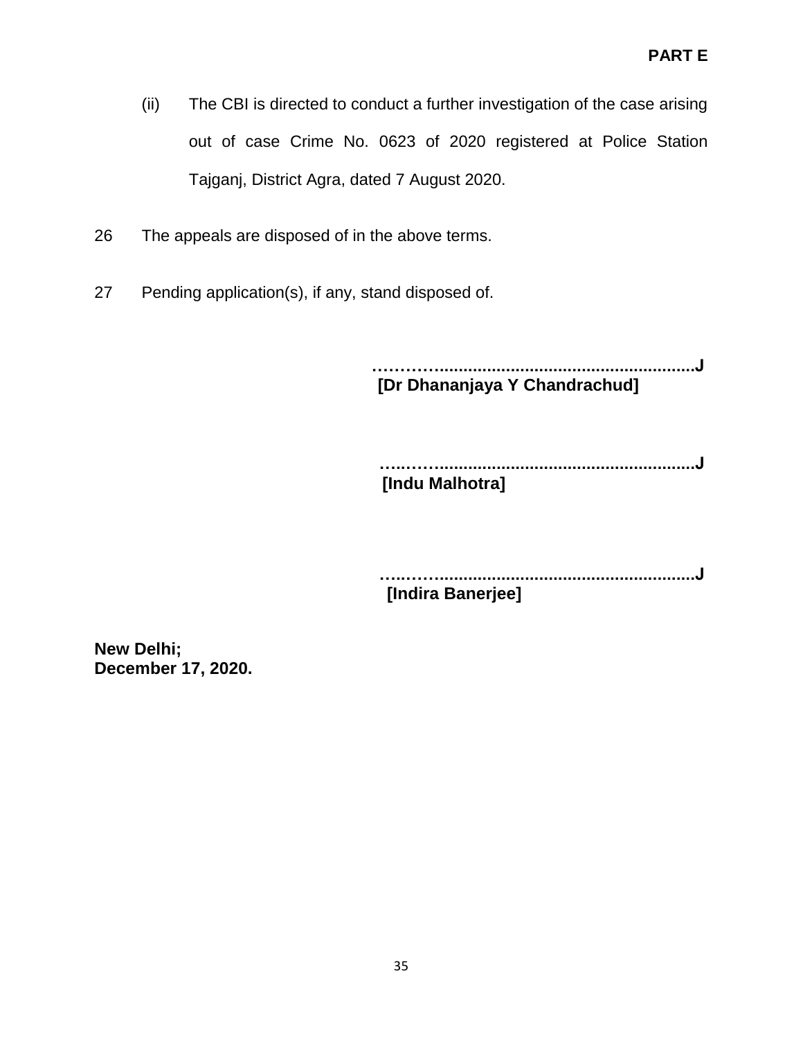**PART E**

(ii) The CBI is directed to conduct a further investigation of the case arising out of case Crime No. 0623 of 2020 registered at Police Station Tajganj, District Agra, dated 7 August 2020.

26 The appeals are disposed of in the above terms.

27 Pending application(s), if any, stand disposed of.

**……….....................................................J**
**[Dr Dhananjaya Y Chandrachud]**

**…..……....................................................J**
**[Indu Malhotra]**

**…..……....................................................J**
**[Indira Banerjee]**

**New Delhi;**
**December 17, 2020.**